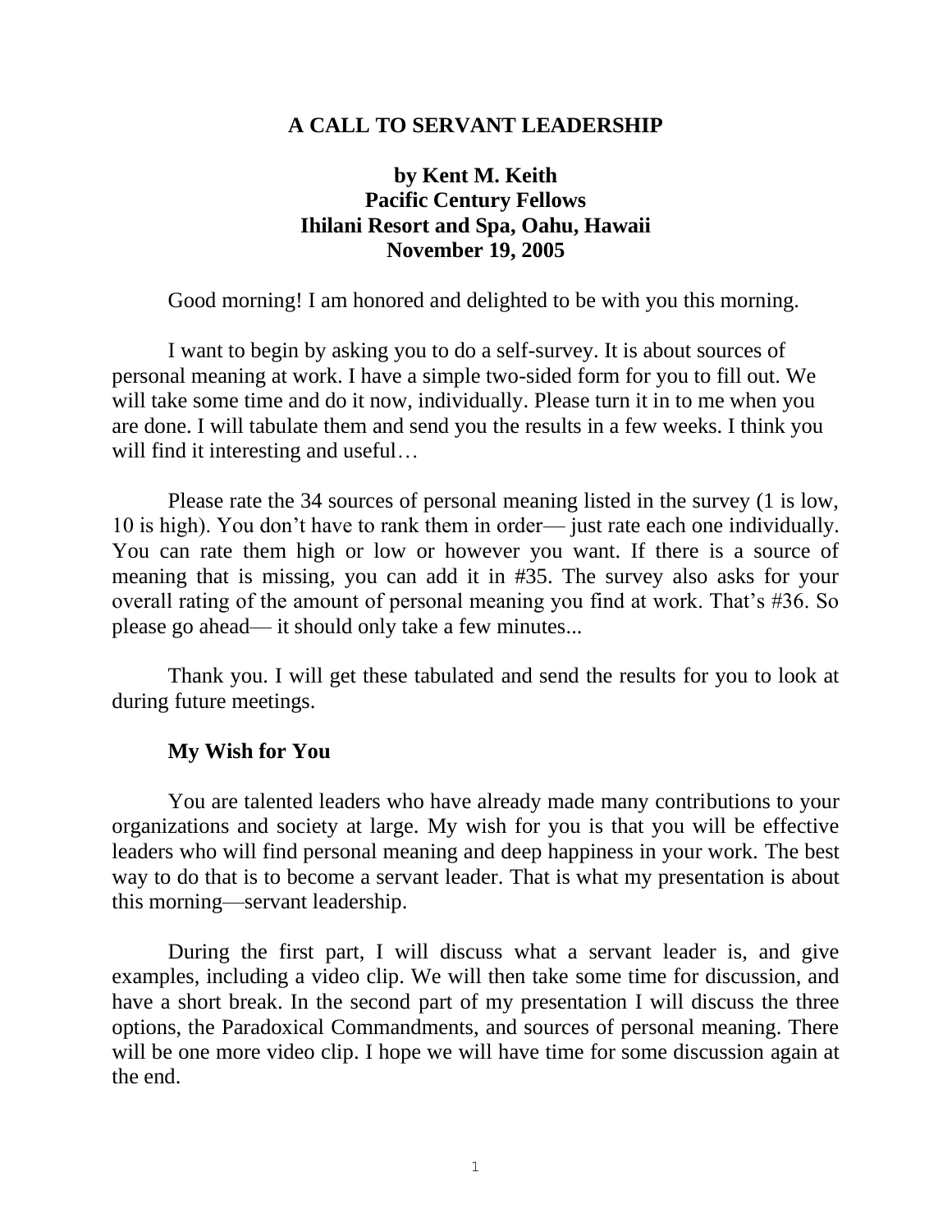# A CALL TO SERVANT LEADERSHIP

**by Kent M. Keith**
**Pacific Century Fellows**
**Ihilani Resort and Spa, Oahu, Hawaii**
**November 19, 2005**

Good morning! I am honored and delighted to be with you this morning.

I want to begin by asking you to do a self-survey. It is about sources of personal meaning at work. I have a simple two-sided form for you to fill out. We will take some time and do it now, individually. Please turn it in to me when you are done. I will tabulate them and send you the results in a few weeks. I think you will find it interesting and useful…

Please rate the 34 sources of personal meaning listed in the survey (1 is low, 10 is high). You don't have to rank them in order— just rate each one individually. You can rate them high or low or however you want. If there is a source of meaning that is missing, you can add it in #35. The survey also asks for your overall rating of the amount of personal meaning you find at work. That's #36. So please go ahead— it should only take a few minutes...

Thank you. I will get these tabulated and send the results for you to look at during future meetings.

## My Wish for You

You are talented leaders who have already made many contributions to your organizations and society at large. My wish for you is that you will be effective leaders who will find personal meaning and deep happiness in your work. The best way to do that is to become a servant leader. That is what my presentation is about this morning—servant leadership.

During the first part, I will discuss what a servant leader is, and give examples, including a video clip. We will then take some time for discussion, and have a short break. In the second part of my presentation I will discuss the three options, the Paradoxical Commandments, and sources of personal meaning. There will be one more video clip. I hope we will have time for some discussion again at the end.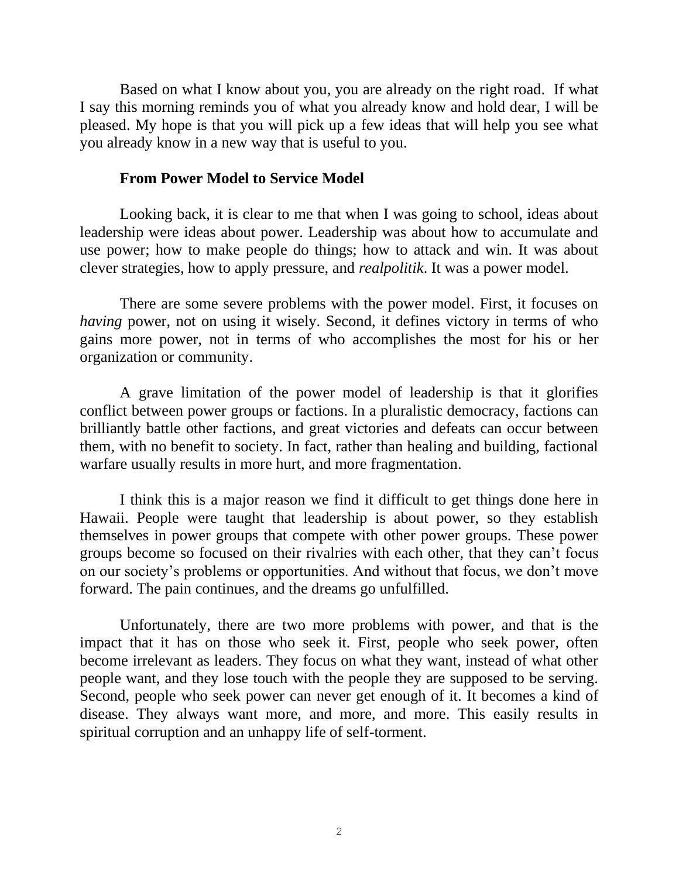Based on what I know about you, you are already on the right road. If what I say this morning reminds you of what you already know and hold dear, I will be pleased. My hope is that you will pick up a few ideas that will help you see what you already know in a new way that is useful to you.

**From Power Model to Service Model**

Looking back, it is clear to me that when I was going to school, ideas about leadership were ideas about power. Leadership was about how to accumulate and use power; how to make people do things; how to attack and win. It was about clever strategies, how to apply pressure, and *realpolitik*. It was a power model.

There are some severe problems with the power model. First, it focuses on *having* power, not on using it wisely. Second, it defines victory in terms of who gains more power, not in terms of who accomplishes the most for his or her organization or community.

A grave limitation of the power model of leadership is that it glorifies conflict between power groups or factions. In a pluralistic democracy, factions can brilliantly battle other factions, and great victories and defeats can occur between them, with no benefit to society. In fact, rather than healing and building, factional warfare usually results in more hurt, and more fragmentation.

I think this is a major reason we find it difficult to get things done here in Hawaii. People were taught that leadership is about power, so they establish themselves in power groups that compete with other power groups. These power groups become so focused on their rivalries with each other, that they can't focus on our society's problems or opportunities. And without that focus, we don't move forward. The pain continues, and the dreams go unfulfilled.

Unfortunately, there are two more problems with power, and that is the impact that it has on those who seek it. First, people who seek power, often become irrelevant as leaders. They focus on what they want, instead of what other people want, and they lose touch with the people they are supposed to be serving. Second, people who seek power can never get enough of it. It becomes a kind of disease. They always want more, and more, and more. This easily results in spiritual corruption and an unhappy life of self-torment.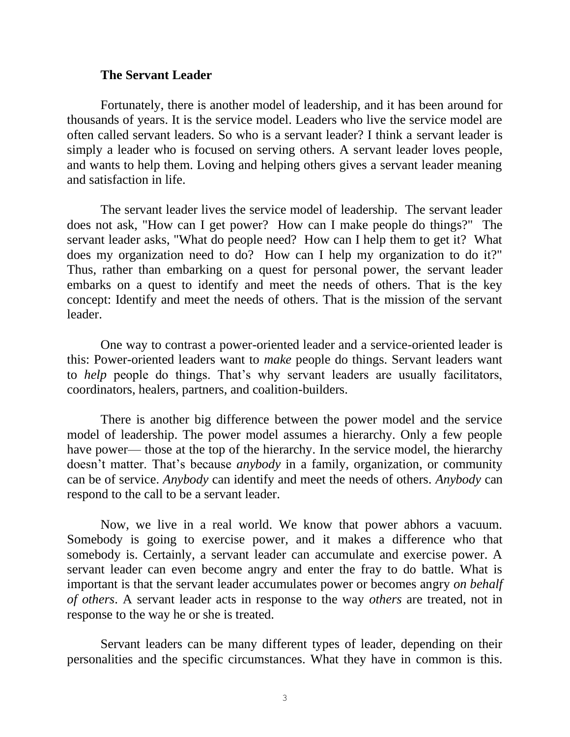### The Servant Leader

Fortunately, there is another model of leadership, and it has been around for thousands of years. It is the service model. Leaders who live the service model are often called servant leaders. So who is a servant leader? I think a servant leader is simply a leader who is focused on serving others. A servant leader loves people, and wants to help them. Loving and helping others gives a servant leader meaning and satisfaction in life.

The servant leader lives the service model of leadership. The servant leader does not ask, "How can I get power? How can I make people do things?" The servant leader asks, "What do people need? How can I help them to get it? What does my organization need to do? How can I help my organization to do it?" Thus, rather than embarking on a quest for personal power, the servant leader embarks on a quest to identify and meet the needs of others. That is the key concept: Identify and meet the needs of others. That is the mission of the servant leader.

One way to contrast a power-oriented leader and a service-oriented leader is this: Power-oriented leaders want to *make* people do things. Servant leaders want to *help* people do things. That's why servant leaders are usually facilitators, coordinators, healers, partners, and coalition-builders.

There is another big difference between the power model and the service model of leadership. The power model assumes a hierarchy. Only a few people have power— those at the top of the hierarchy. In the service model, the hierarchy doesn't matter. That's because *anybody* in a family, organization, or community can be of service. *Anybody* can identify and meet the needs of others. *Anybody* can respond to the call to be a servant leader.

Now, we live in a real world. We know that power abhors a vacuum. Somebody is going to exercise power, and it makes a difference who that somebody is. Certainly, a servant leader can accumulate and exercise power. A servant leader can even become angry and enter the fray to do battle. What is important is that the servant leader accumulates power or becomes angry *on behalf of others*. A servant leader acts in response to the way *others* are treated, not in response to the way he or she is treated.

Servant leaders can be many different types of leader, depending on their personalities and the specific circumstances. What they have in common is this.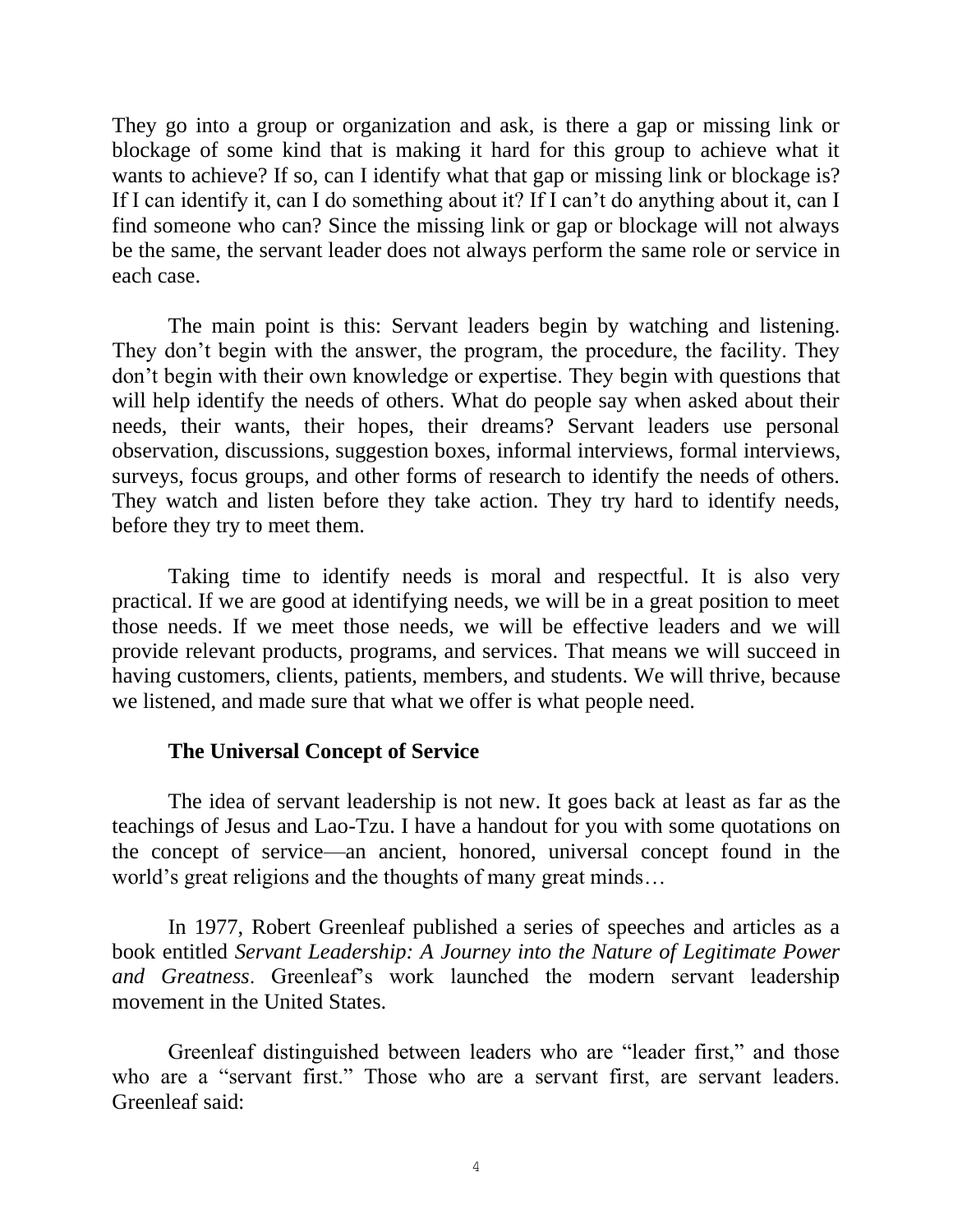They go into a group or organization and ask, is there a gap or missing link or blockage of some kind that is making it hard for this group to achieve what it wants to achieve? If so, can I identify what that gap or missing link or blockage is? If I can identify it, can I do something about it? If I can't do anything about it, can I find someone who can? Since the missing link or gap or blockage will not always be the same, the servant leader does not always perform the same role or service in each case.

The main point is this: Servant leaders begin by watching and listening. They don't begin with the answer, the program, the procedure, the facility. They don't begin with their own knowledge or expertise. They begin with questions that will help identify the needs of others. What do people say when asked about their needs, their wants, their hopes, their dreams? Servant leaders use personal observation, discussions, suggestion boxes, informal interviews, formal interviews, surveys, focus groups, and other forms of research to identify the needs of others. They watch and listen before they take action. They try hard to identify needs, before they try to meet them.

Taking time to identify needs is moral and respectful. It is also very practical. If we are good at identifying needs, we will be in a great position to meet those needs. If we meet those needs, we will be effective leaders and we will provide relevant products, programs, and services. That means we will succeed in having customers, clients, patients, members, and students. We will thrive, because we listened, and made sure that what we offer is what people need.

### The Universal Concept of Service

The idea of servant leadership is not new. It goes back at least as far as the teachings of Jesus and Lao-Tzu. I have a handout for you with some quotations on the concept of service—an ancient, honored, universal concept found in the world's great religions and the thoughts of many great minds…

In 1977, Robert Greenleaf published a series of speeches and articles as a book entitled *Servant Leadership: A Journey into the Nature of Legitimate Power and Greatness*. Greenleaf's work launched the modern servant leadership movement in the United States.

Greenleaf distinguished between leaders who are "leader first," and those who are a "servant first." Those who are a servant first, are servant leaders. Greenleaf said: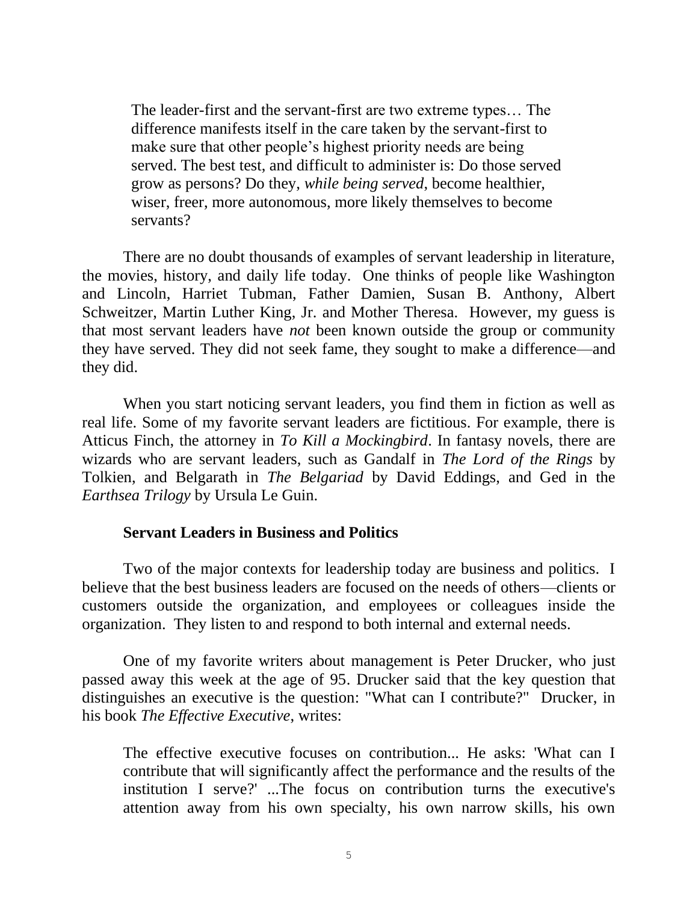> The leader-first and the servant-first are two extreme types… The difference manifests itself in the care taken by the servant-first to make sure that other people's highest priority needs are being served. The best test, and difficult to administer is: Do those served grow as persons? Do they, *while being served*, become healthier, wiser, freer, more autonomous, more likely themselves to become servants?

There are no doubt thousands of examples of servant leadership in literature, the movies, history, and daily life today. One thinks of people like Washington and Lincoln, Harriet Tubman, Father Damien, Susan B. Anthony, Albert Schweitzer, Martin Luther King, Jr. and Mother Theresa. However, my guess is that most servant leaders have *not* been known outside the group or community they have served. They did not seek fame, they sought to make a difference—and they did.

When you start noticing servant leaders, you find them in fiction as well as real life. Some of my favorite servant leaders are fictitious. For example, there is Atticus Finch, the attorney in *To Kill a Mockingbird*. In fantasy novels, there are wizards who are servant leaders, such as Gandalf in *The Lord of the Rings* by Tolkien, and Belgarath in *The Belgariad* by David Eddings, and Ged in the *Earthsea Trilogy* by Ursula Le Guin.

**Servant Leaders in Business and Politics**

Two of the major contexts for leadership today are business and politics. I believe that the best business leaders are focused on the needs of others—clients or customers outside the organization, and employees or colleagues inside the organization. They listen to and respond to both internal and external needs.

One of my favorite writers about management is Peter Drucker, who just passed away this week at the age of 95. Drucker said that the key question that distinguishes an executive is the question: "What can I contribute?" Drucker, in his book *The Effective Executive*, writes:

> The effective executive focuses on contribution... He asks: 'What can I contribute that will significantly affect the performance and the results of the institution I serve?' ...The focus on contribution turns the executive's attention away from his own specialty, his own narrow skills, his own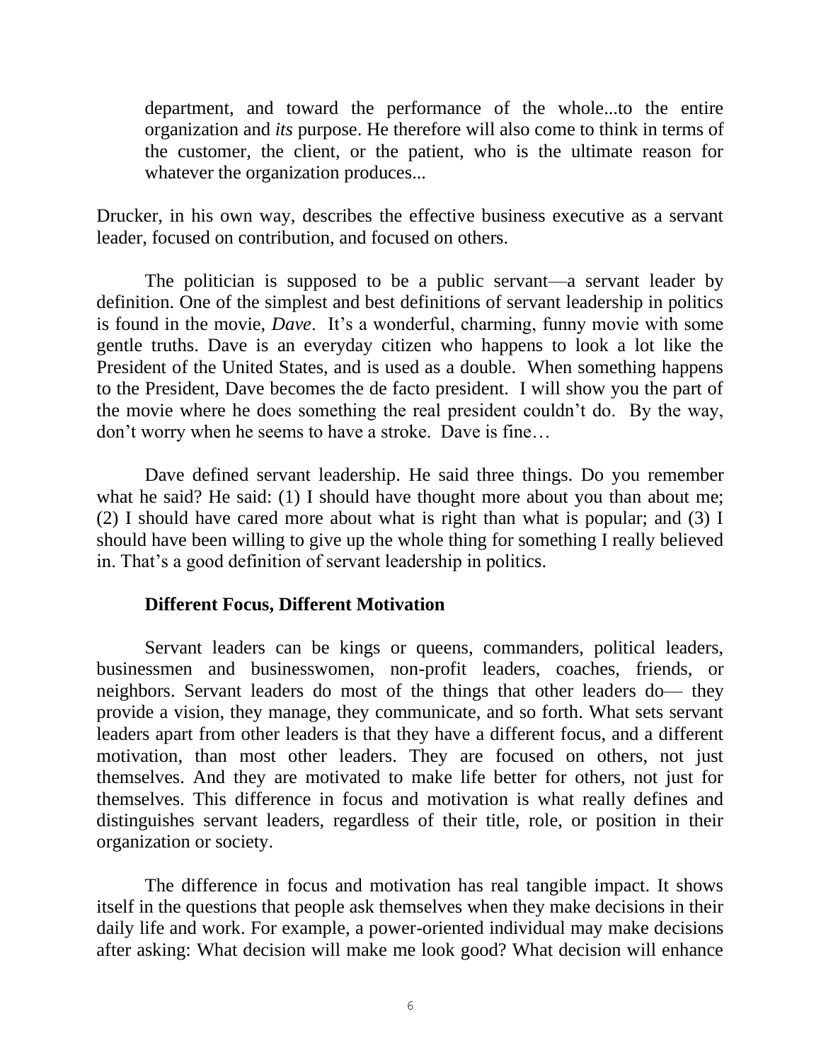> department, and toward the performance of the whole...to the entire organization and *its* purpose. He therefore will also come to think in terms of the customer, the client, or the patient, who is the ultimate reason for whatever the organization produces...

Drucker, in his own way, describes the effective business executive as a servant leader, focused on contribution, and focused on others.

The politician is supposed to be a public servant—a servant leader by definition. One of the simplest and best definitions of servant leadership in politics is found in the movie, *Dave*. It's a wonderful, charming, funny movie with some gentle truths. Dave is an everyday citizen who happens to look a lot like the President of the United States, and is used as a double. When something happens to the President, Dave becomes the de facto president. I will show you the part of the movie where he does something the real president couldn't do. By the way, don't worry when he seems to have a stroke. Dave is fine…

Dave defined servant leadership. He said three things. Do you remember what he said? He said: (1) I should have thought more about you than about me; (2) I should have cared more about what is right than what is popular; and (3) I should have been willing to give up the whole thing for something I really believed in. That's a good definition of servant leadership in politics.

### Different Focus, Different Motivation

Servant leaders can be kings or queens, commanders, political leaders, businessmen and businesswomen, non-profit leaders, coaches, friends, or neighbors. Servant leaders do most of the things that other leaders do— they provide a vision, they manage, they communicate, and so forth. What sets servant leaders apart from other leaders is that they have a different focus, and a different motivation, than most other leaders. They are focused on others, not just themselves. And they are motivated to make life better for others, not just for themselves. This difference in focus and motivation is what really defines and distinguishes servant leaders, regardless of their title, role, or position in their organization or society.

The difference in focus and motivation has real tangible impact. It shows itself in the questions that people ask themselves when they make decisions in their daily life and work. For example, a power-oriented individual may make decisions after asking: What decision will make me look good? What decision will enhance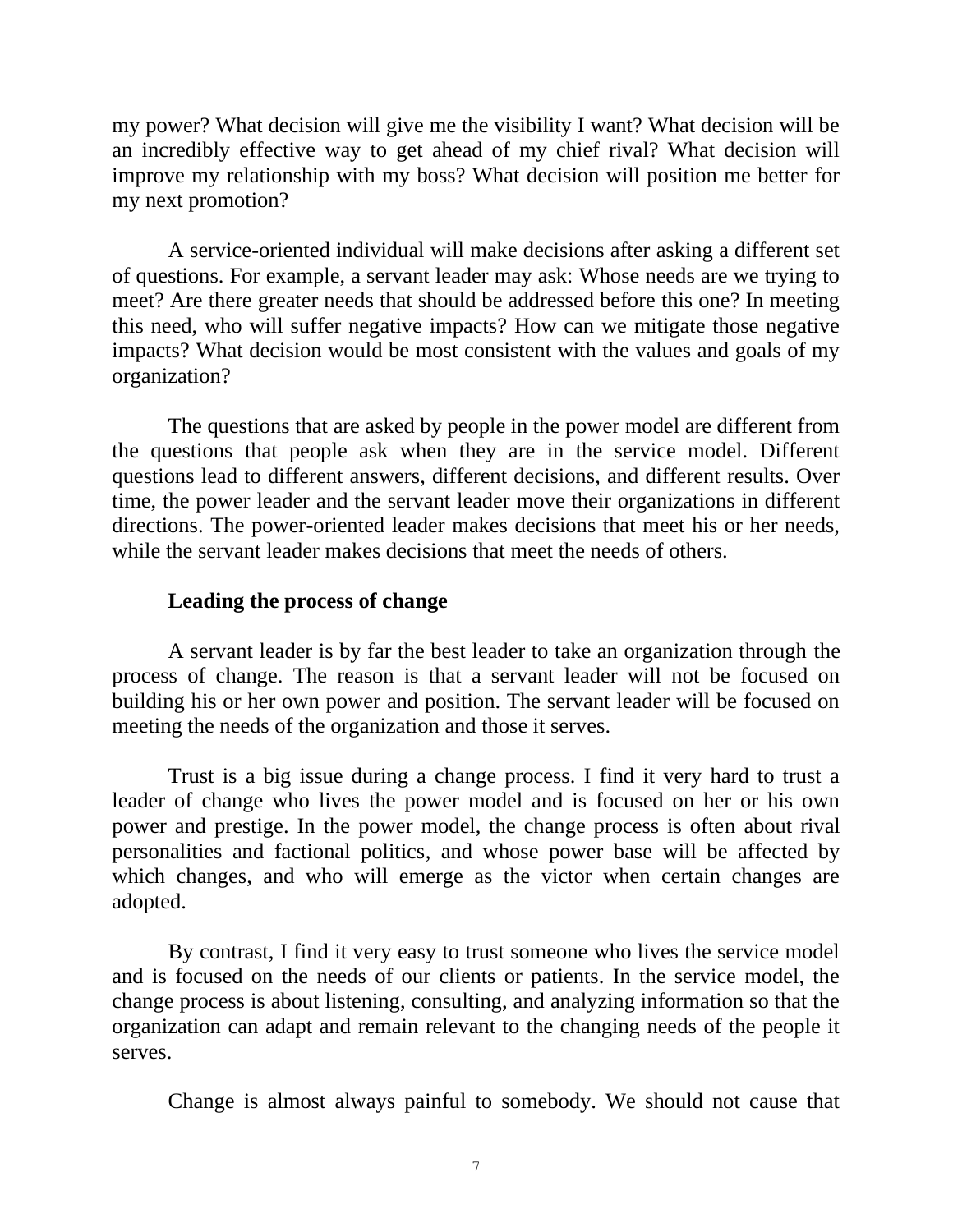my power? What decision will give me the visibility I want? What decision will be an incredibly effective way to get ahead of my chief rival? What decision will improve my relationship with my boss? What decision will position me better for my next promotion?

A service-oriented individual will make decisions after asking a different set of questions. For example, a servant leader may ask: Whose needs are we trying to meet? Are there greater needs that should be addressed before this one? In meeting this need, who will suffer negative impacts? How can we mitigate those negative impacts? What decision would be most consistent with the values and goals of my organization?

The questions that are asked by people in the power model are different from the questions that people ask when they are in the service model. Different questions lead to different answers, different decisions, and different results. Over time, the power leader and the servant leader move their organizations in different directions. The power-oriented leader makes decisions that meet his or her needs, while the servant leader makes decisions that meet the needs of others.

**Leading the process of change**

A servant leader is by far the best leader to take an organization through the process of change. The reason is that a servant leader will not be focused on building his or her own power and position. The servant leader will be focused on meeting the needs of the organization and those it serves.

Trust is a big issue during a change process. I find it very hard to trust a leader of change who lives the power model and is focused on her or his own power and prestige. In the power model, the change process is often about rival personalities and factional politics, and whose power base will be affected by which changes, and who will emerge as the victor when certain changes are adopted.

By contrast, I find it very easy to trust someone who lives the service model and is focused on the needs of our clients or patients. In the service model, the change process is about listening, consulting, and analyzing information so that the organization can adapt and remain relevant to the changing needs of the people it serves.

Change is almost always painful to somebody. We should not cause that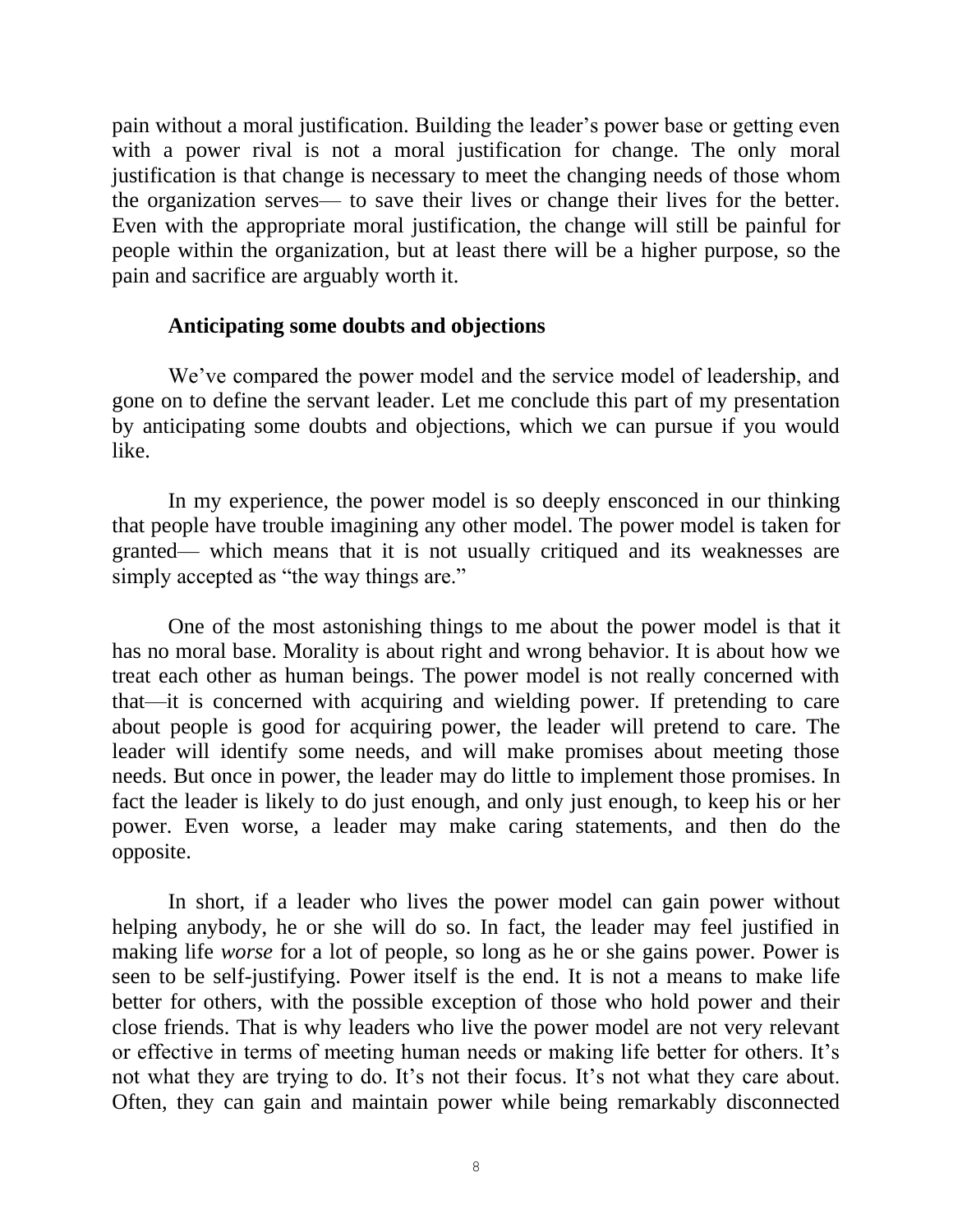pain without a moral justification. Building the leader's power base or getting even with a power rival is not a moral justification for change. The only moral justification is that change is necessary to meet the changing needs of those whom the organization serves— to save their lives or change their lives for the better. Even with the appropriate moral justification, the change will still be painful for people within the organization, but at least there will be a higher purpose, so the pain and sacrifice are arguably worth it.

### Anticipating some doubts and objections

We've compared the power model and the service model of leadership, and gone on to define the servant leader. Let me conclude this part of my presentation by anticipating some doubts and objections, which we can pursue if you would like.

In my experience, the power model is so deeply ensconced in our thinking that people have trouble imagining any other model. The power model is taken for granted— which means that it is not usually critiqued and its weaknesses are simply accepted as "the way things are."

One of the most astonishing things to me about the power model is that it has no moral base. Morality is about right and wrong behavior. It is about how we treat each other as human beings. The power model is not really concerned with that—it is concerned with acquiring and wielding power. If pretending to care about people is good for acquiring power, the leader will pretend to care. The leader will identify some needs, and will make promises about meeting those needs. But once in power, the leader may do little to implement those promises. In fact the leader is likely to do just enough, and only just enough, to keep his or her power. Even worse, a leader may make caring statements, and then do the opposite.

In short, if a leader who lives the power model can gain power without helping anybody, he or she will do so. In fact, the leader may feel justified in making life *worse* for a lot of people, so long as he or she gains power. Power is seen to be self-justifying. Power itself is the end. It is not a means to make life better for others, with the possible exception of those who hold power and their close friends. That is why leaders who live the power model are not very relevant or effective in terms of meeting human needs or making life better for others. It's not what they are trying to do. It's not their focus. It's not what they care about. Often, they can gain and maintain power while being remarkably disconnected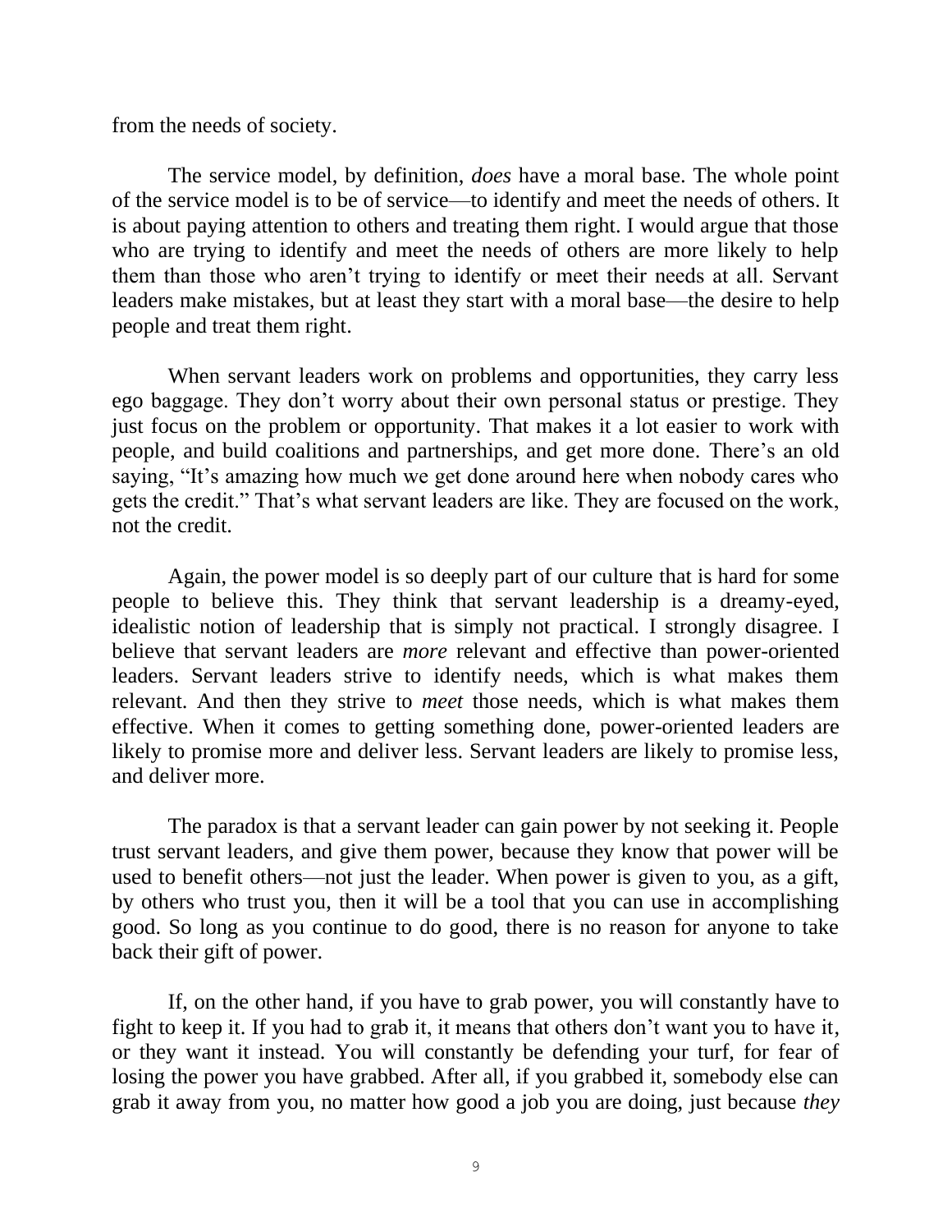from the needs of society.

The service model, by definition, *does* have a moral base. The whole point of the service model is to be of service—to identify and meet the needs of others. It is about paying attention to others and treating them right. I would argue that those who are trying to identify and meet the needs of others are more likely to help them than those who aren't trying to identify or meet their needs at all. Servant leaders make mistakes, but at least they start with a moral base—the desire to help people and treat them right.

When servant leaders work on problems and opportunities, they carry less ego baggage. They don't worry about their own personal status or prestige. They just focus on the problem or opportunity. That makes it a lot easier to work with people, and build coalitions and partnerships, and get more done. There's an old saying, "It's amazing how much we get done around here when nobody cares who gets the credit." That's what servant leaders are like. They are focused on the work, not the credit.

Again, the power model is so deeply part of our culture that is hard for some people to believe this. They think that servant leadership is a dreamy-eyed, idealistic notion of leadership that is simply not practical. I strongly disagree. I believe that servant leaders are *more* relevant and effective than power-oriented leaders. Servant leaders strive to identify needs, which is what makes them relevant. And then they strive to *meet* those needs, which is what makes them effective. When it comes to getting something done, power-oriented leaders are likely to promise more and deliver less. Servant leaders are likely to promise less, and deliver more.

The paradox is that a servant leader can gain power by not seeking it. People trust servant leaders, and give them power, because they know that power will be used to benefit others—not just the leader. When power is given to you, as a gift, by others who trust you, then it will be a tool that you can use in accomplishing good. So long as you continue to do good, there is no reason for anyone to take back their gift of power.

If, on the other hand, if you have to grab power, you will constantly have to fight to keep it. If you had to grab it, it means that others don't want you to have it, or they want it instead. You will constantly be defending your turf, for fear of losing the power you have grabbed. After all, if you grabbed it, somebody else can grab it away from you, no matter how good a job you are doing, just because *they*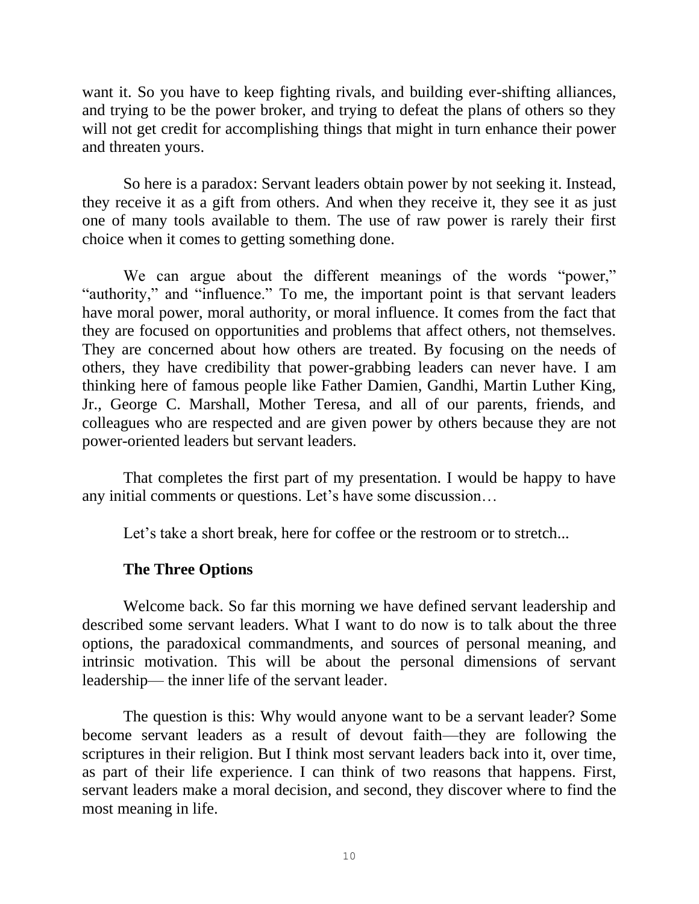want it. So you have to keep fighting rivals, and building ever-shifting alliances, and trying to be the power broker, and trying to defeat the plans of others so they will not get credit for accomplishing things that might in turn enhance their power and threaten yours.

So here is a paradox: Servant leaders obtain power by not seeking it. Instead, they receive it as a gift from others. And when they receive it, they see it as just one of many tools available to them. The use of raw power is rarely their first choice when it comes to getting something done.

We can argue about the different meanings of the words "power," "authority," and "influence." To me, the important point is that servant leaders have moral power, moral authority, or moral influence. It comes from the fact that they are focused on opportunities and problems that affect others, not themselves. They are concerned about how others are treated. By focusing on the needs of others, they have credibility that power-grabbing leaders can never have. I am thinking here of famous people like Father Damien, Gandhi, Martin Luther King, Jr., George C. Marshall, Mother Teresa, and all of our parents, friends, and colleagues who are respected and are given power by others because they are not power-oriented leaders but servant leaders.

That completes the first part of my presentation. I would be happy to have any initial comments or questions. Let's have some discussion…

Let's take a short break, here for coffee or the restroom or to stretch...

**The Three Options**

Welcome back. So far this morning we have defined servant leadership and described some servant leaders. What I want to do now is to talk about the three options, the paradoxical commandments, and sources of personal meaning, and intrinsic motivation. This will be about the personal dimensions of servant leadership— the inner life of the servant leader.

The question is this: Why would anyone want to be a servant leader? Some become servant leaders as a result of devout faith—they are following the scriptures in their religion. But I think most servant leaders back into it, over time, as part of their life experience. I can think of two reasons that happens. First, servant leaders make a moral decision, and second, they discover where to find the most meaning in life.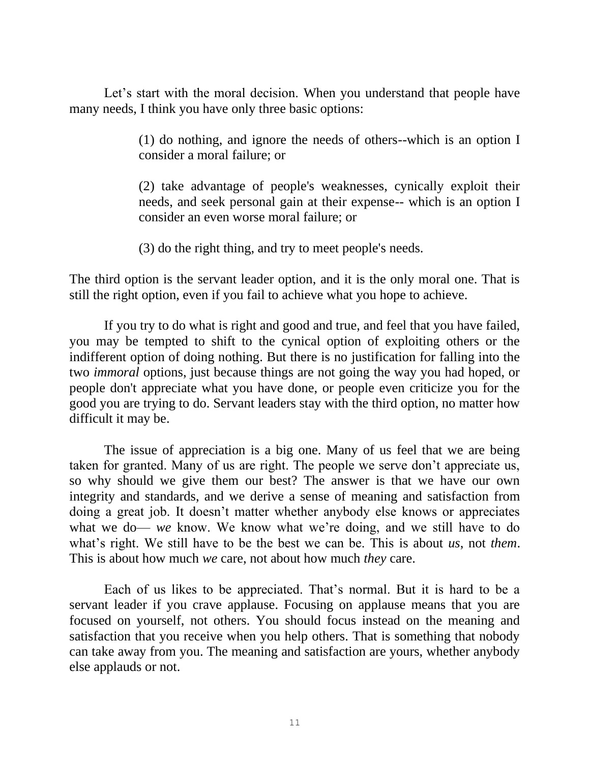Let's start with the moral decision. When you understand that people have many needs, I think you have only three basic options:

> (1) do nothing, and ignore the needs of others--which is an option I consider a moral failure; or
>
> (2) take advantage of people's weaknesses, cynically exploit their needs, and seek personal gain at their expense-- which is an option I consider an even worse moral failure; or
>
> (3) do the right thing, and try to meet people's needs.

The third option is the servant leader option, and it is the only moral one. That is still the right option, even if you fail to achieve what you hope to achieve.

If you try to do what is right and good and true, and feel that you have failed, you may be tempted to shift to the cynical option of exploiting others or the indifferent option of doing nothing. But there is no justification for falling into the two *immoral* options, just because things are not going the way you had hoped, or people don't appreciate what you have done, or people even criticize you for the good you are trying to do. Servant leaders stay with the third option, no matter how difficult it may be.

The issue of appreciation is a big one. Many of us feel that we are being taken for granted. Many of us are right. The people we serve don't appreciate us, so why should we give them our best? The answer is that we have our own integrity and standards, and we derive a sense of meaning and satisfaction from doing a great job. It doesn't matter whether anybody else knows or appreciates what we do— *we* know. We know what we're doing, and we still have to do what's right. We still have to be the best we can be. This is about *us*, not *them*. This is about how much *we* care, not about how much *they* care.

Each of us likes to be appreciated. That's normal. But it is hard to be a servant leader if you crave applause. Focusing on applause means that you are focused on yourself, not others. You should focus instead on the meaning and satisfaction that you receive when you help others. That is something that nobody can take away from you. The meaning and satisfaction are yours, whether anybody else applauds or not.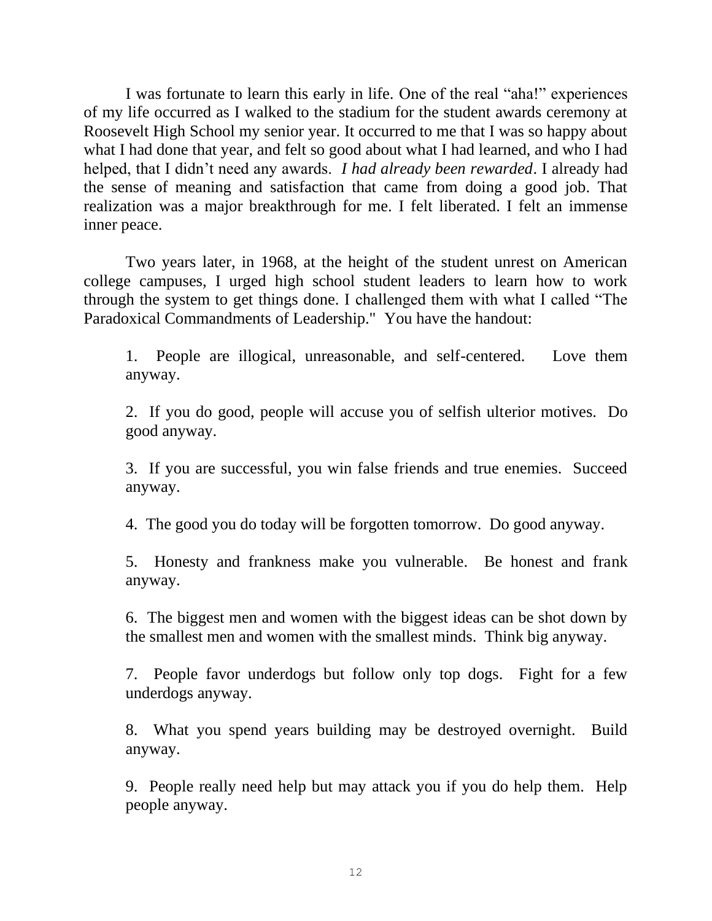I was fortunate to learn this early in life. One of the real "aha!" experiences of my life occurred as I walked to the stadium for the student awards ceremony at Roosevelt High School my senior year. It occurred to me that I was so happy about what I had done that year, and felt so good about what I had learned, and who I had helped, that I didn't need any awards. *I had already been rewarded*. I already had the sense of meaning and satisfaction that came from doing a good job. That realization was a major breakthrough for me. I felt liberated. I felt an immense inner peace.

Two years later, in 1968, at the height of the student unrest on American college campuses, I urged high school student leaders to learn how to work through the system to get things done. I challenged them with what I called "The Paradoxical Commandments of Leadership." You have the handout:

1. People are illogical, unreasonable, and self-centered. Love them anyway.

2. If you do good, people will accuse you of selfish ulterior motives. Do good anyway.

3. If you are successful, you win false friends and true enemies. Succeed anyway.

4. The good you do today will be forgotten tomorrow. Do good anyway.

5. Honesty and frankness make you vulnerable. Be honest and frank anyway.

6. The biggest men and women with the biggest ideas can be shot down by the smallest men and women with the smallest minds. Think big anyway.

7. People favor underdogs but follow only top dogs. Fight for a few underdogs anyway.

8. What you spend years building may be destroyed overnight. Build anyway.

9. People really need help but may attack you if you do help them. Help people anyway.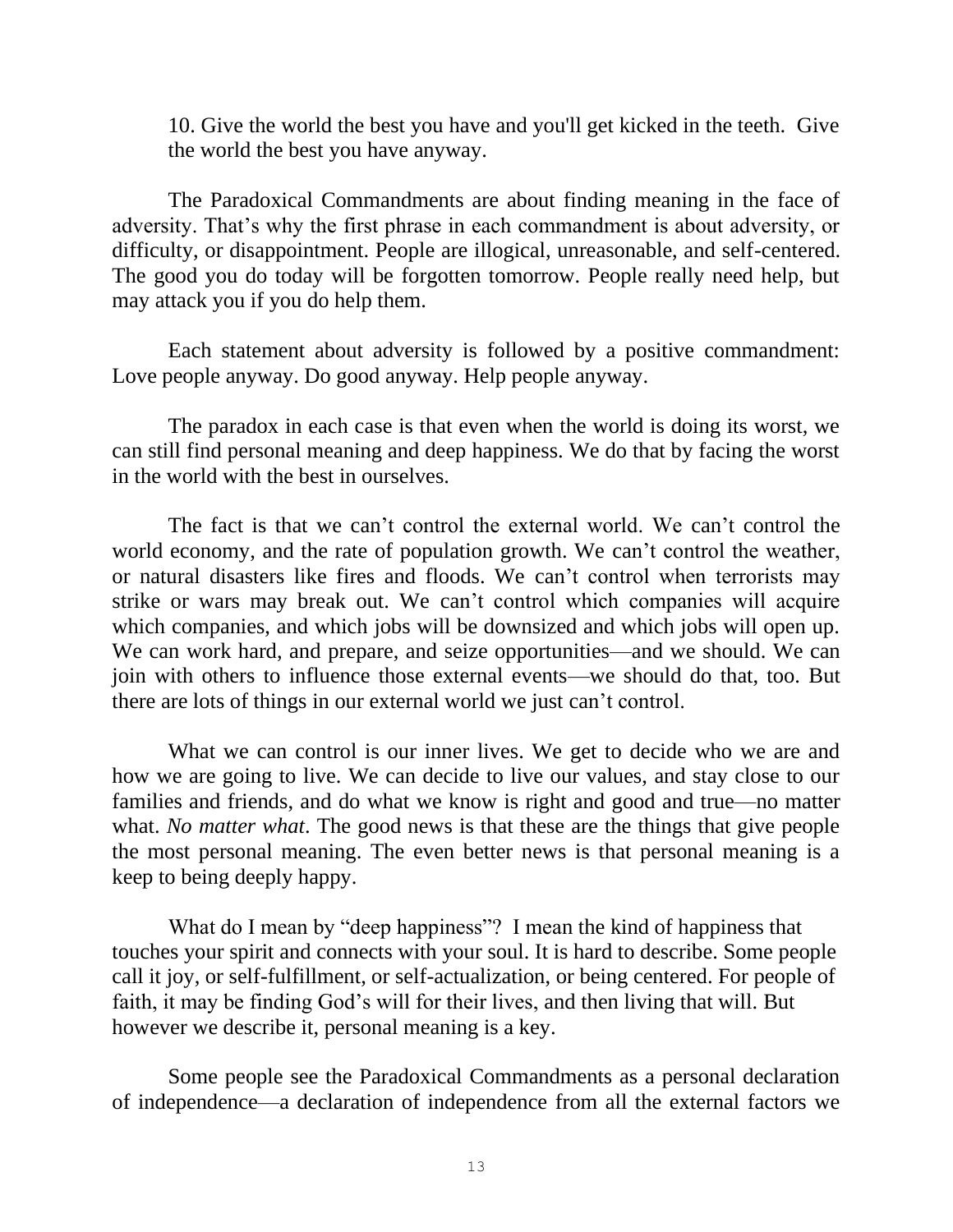10. Give the world the best you have and you'll get kicked in the teeth. Give the world the best you have anyway.

The Paradoxical Commandments are about finding meaning in the face of adversity. That's why the first phrase in each commandment is about adversity, or difficulty, or disappointment. People are illogical, unreasonable, and self-centered. The good you do today will be forgotten tomorrow. People really need help, but may attack you if you do help them.

Each statement about adversity is followed by a positive commandment: Love people anyway. Do good anyway. Help people anyway.

The paradox in each case is that even when the world is doing its worst, we can still find personal meaning and deep happiness. We do that by facing the worst in the world with the best in ourselves.

The fact is that we can't control the external world. We can't control the world economy, and the rate of population growth. We can't control the weather, or natural disasters like fires and floods. We can't control when terrorists may strike or wars may break out. We can't control which companies will acquire which companies, and which jobs will be downsized and which jobs will open up. We can work hard, and prepare, and seize opportunities—and we should. We can join with others to influence those external events—we should do that, too. But there are lots of things in our external world we just can't control.

What we can control is our inner lives. We get to decide who we are and how we are going to live. We can decide to live our values, and stay close to our families and friends, and do what we know is right and good and true—no matter what. *No matter what*. The good news is that these are the things that give people the most personal meaning. The even better news is that personal meaning is a keep to being deeply happy.

What do I mean by "deep happiness"? I mean the kind of happiness that touches your spirit and connects with your soul. It is hard to describe. Some people call it joy, or self-fulfillment, or self-actualization, or being centered. For people of faith, it may be finding God's will for their lives, and then living that will. But however we describe it, personal meaning is a key.

Some people see the Paradoxical Commandments as a personal declaration of independence—a declaration of independence from all the external factors we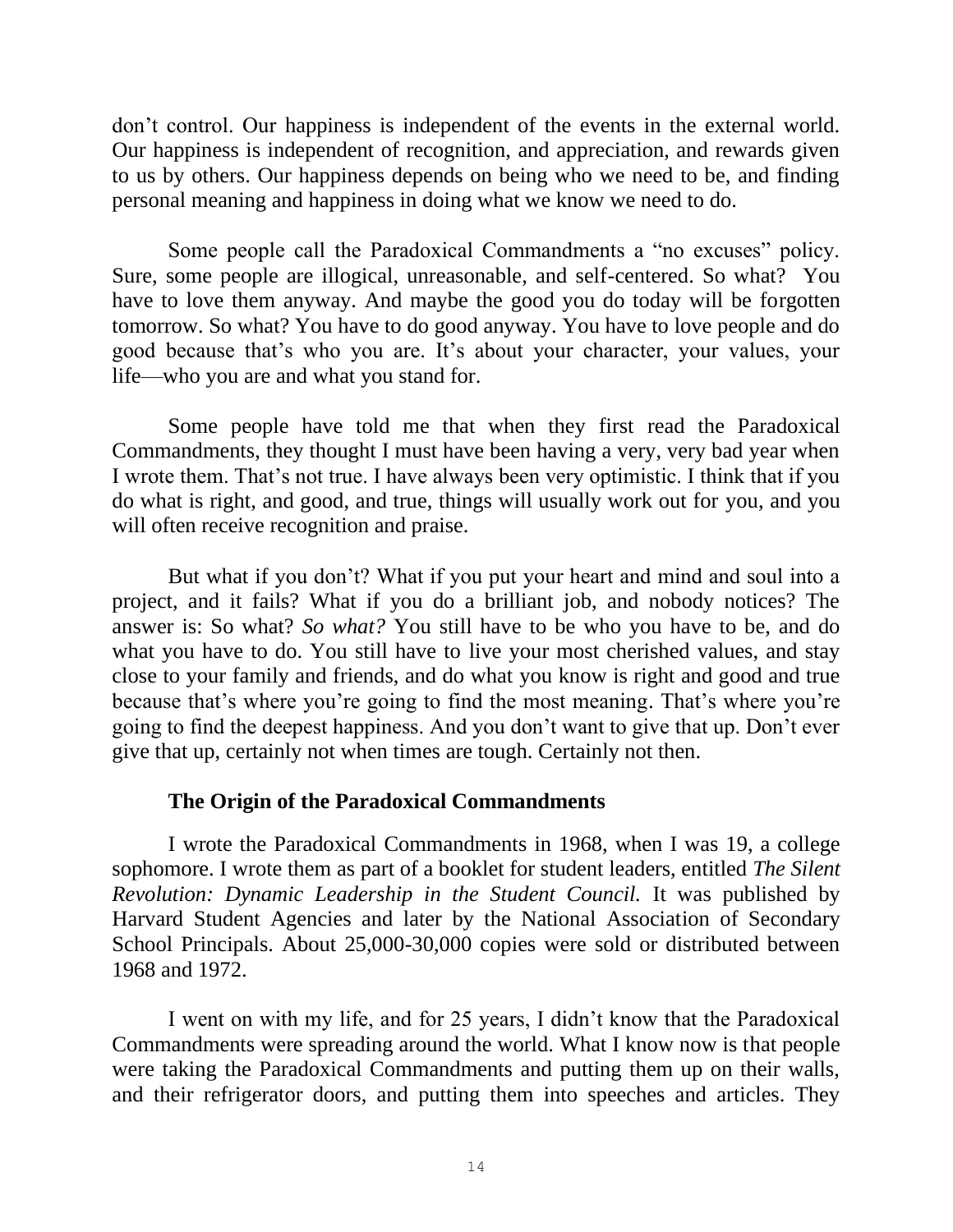don't control. Our happiness is independent of the events in the external world. Our happiness is independent of recognition, and appreciation, and rewards given to us by others. Our happiness depends on being who we need to be, and finding personal meaning and happiness in doing what we know we need to do.

Some people call the Paradoxical Commandments a "no excuses" policy. Sure, some people are illogical, unreasonable, and self-centered. So what? You have to love them anyway. And maybe the good you do today will be forgotten tomorrow. So what? You have to do good anyway. You have to love people and do good because that's who you are. It's about your character, your values, your life—who you are and what you stand for.

Some people have told me that when they first read the Paradoxical Commandments, they thought I must have been having a very, very bad year when I wrote them. That's not true. I have always been very optimistic. I think that if you do what is right, and good, and true, things will usually work out for you, and you will often receive recognition and praise.

But what if you don't? What if you put your heart and mind and soul into a project, and it fails? What if you do a brilliant job, and nobody notices? The answer is: So what? *So what?* You still have to be who you have to be, and do what you have to do. You still have to live your most cherished values, and stay close to your family and friends, and do what you know is right and good and true because that's where you're going to find the most meaning. That's where you're going to find the deepest happiness. And you don't want to give that up. Don't ever give that up, certainly not when times are tough. Certainly not then.

### The Origin of the Paradoxical Commandments

I wrote the Paradoxical Commandments in 1968, when I was 19, a college sophomore. I wrote them as part of a booklet for student leaders, entitled *The Silent Revolution: Dynamic Leadership in the Student Council.* It was published by Harvard Student Agencies and later by the National Association of Secondary School Principals. About 25,000-30,000 copies were sold or distributed between 1968 and 1972.

I went on with my life, and for 25 years, I didn't know that the Paradoxical Commandments were spreading around the world. What I know now is that people were taking the Paradoxical Commandments and putting them up on their walls, and their refrigerator doors, and putting them into speeches and articles. They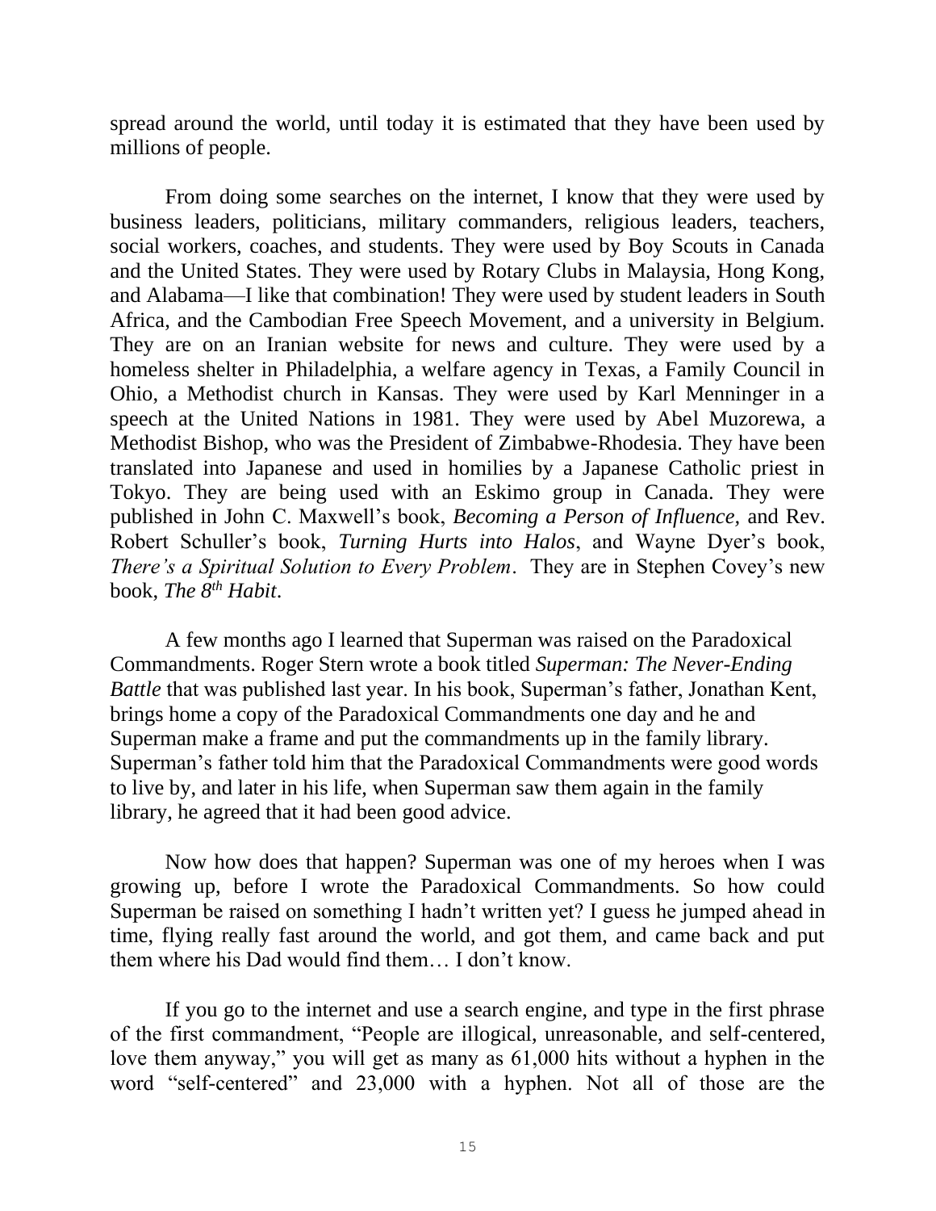spread around the world, until today it is estimated that they have been used by millions of people.

From doing some searches on the internet, I know that they were used by business leaders, politicians, military commanders, religious leaders, teachers, social workers, coaches, and students. They were used by Boy Scouts in Canada and the United States. They were used by Rotary Clubs in Malaysia, Hong Kong, and Alabama—I like that combination! They were used by student leaders in South Africa, and the Cambodian Free Speech Movement, and a university in Belgium. They are on an Iranian website for news and culture. They were used by a homeless shelter in Philadelphia, a welfare agency in Texas, a Family Council in Ohio, a Methodist church in Kansas. They were used by Karl Menninger in a speech at the United Nations in 1981. They were used by Abel Muzorewa, a Methodist Bishop, who was the President of Zimbabwe-Rhodesia. They have been translated into Japanese and used in homilies by a Japanese Catholic priest in Tokyo. They are being used with an Eskimo group in Canada. They were published in John C. Maxwell's book, *Becoming a Person of Influence,* and Rev. Robert Schuller's book, *Turning Hurts into Halos*, and Wayne Dyer's book, *There's a Spiritual Solution to Every Problem*. They are in Stephen Covey's new book, *The 8th Habit*.

A few months ago I learned that Superman was raised on the Paradoxical Commandments. Roger Stern wrote a book titled *Superman: The Never-Ending Battle* that was published last year. In his book, Superman's father, Jonathan Kent, brings home a copy of the Paradoxical Commandments one day and he and Superman make a frame and put the commandments up in the family library. Superman's father told him that the Paradoxical Commandments were good words to live by, and later in his life, when Superman saw them again in the family library, he agreed that it had been good advice.

Now how does that happen? Superman was one of my heroes when I was growing up, before I wrote the Paradoxical Commandments. So how could Superman be raised on something I hadn't written yet? I guess he jumped ahead in time, flying really fast around the world, and got them, and came back and put them where his Dad would find them… I don't know.

If you go to the internet and use a search engine, and type in the first phrase of the first commandment, "People are illogical, unreasonable, and self-centered, love them anyway," you will get as many as 61,000 hits without a hyphen in the word "self-centered" and 23,000 with a hyphen. Not all of those are the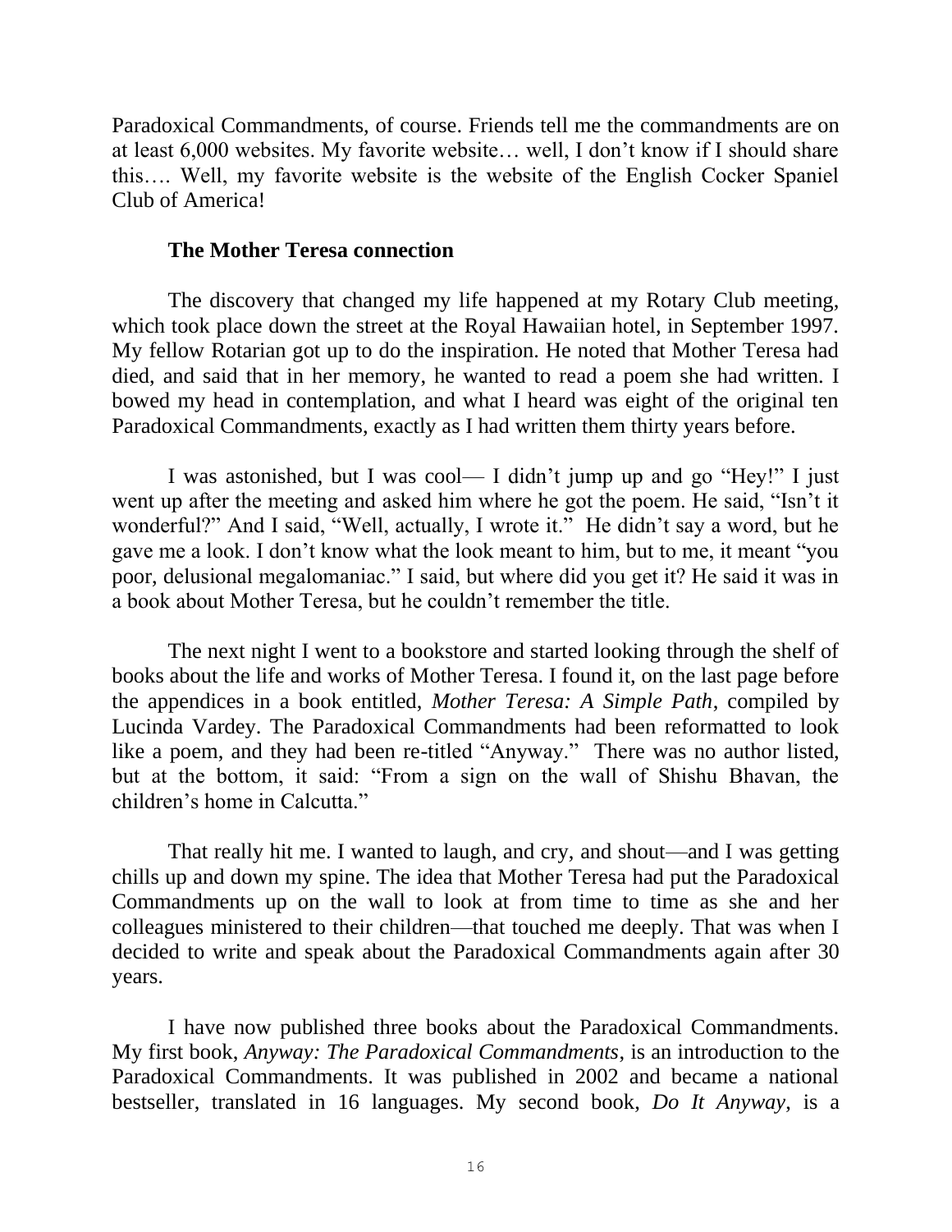Paradoxical Commandments, of course. Friends tell me the commandments are on at least 6,000 websites. My favorite website… well, I don't know if I should share this…. Well, my favorite website is the website of the English Cocker Spaniel Club of America!

### The Mother Teresa connection

The discovery that changed my life happened at my Rotary Club meeting, which took place down the street at the Royal Hawaiian hotel, in September 1997. My fellow Rotarian got up to do the inspiration. He noted that Mother Teresa had died, and said that in her memory, he wanted to read a poem she had written. I bowed my head in contemplation, and what I heard was eight of the original ten Paradoxical Commandments, exactly as I had written them thirty years before.

I was astonished, but I was cool— I didn't jump up and go "Hey!" I just went up after the meeting and asked him where he got the poem. He said, "Isn't it wonderful?" And I said, "Well, actually, I wrote it." He didn't say a word, but he gave me a look. I don't know what the look meant to him, but to me, it meant "you poor, delusional megalomaniac." I said, but where did you get it? He said it was in a book about Mother Teresa, but he couldn't remember the title.

The next night I went to a bookstore and started looking through the shelf of books about the life and works of Mother Teresa. I found it, on the last page before the appendices in a book entitled, *Mother Teresa: A Simple Path*, compiled by Lucinda Vardey. The Paradoxical Commandments had been reformatted to look like a poem, and they had been re-titled "Anyway." There was no author listed, but at the bottom, it said: "From a sign on the wall of Shishu Bhavan, the children's home in Calcutta."

That really hit me. I wanted to laugh, and cry, and shout—and I was getting chills up and down my spine. The idea that Mother Teresa had put the Paradoxical Commandments up on the wall to look at from time to time as she and her colleagues ministered to their children—that touched me deeply. That was when I decided to write and speak about the Paradoxical Commandments again after 30 years.

I have now published three books about the Paradoxical Commandments. My first book, *Anyway: The Paradoxical Commandments*, is an introduction to the Paradoxical Commandments. It was published in 2002 and became a national bestseller, translated in 16 languages. My second book, *Do It Anyway*, is a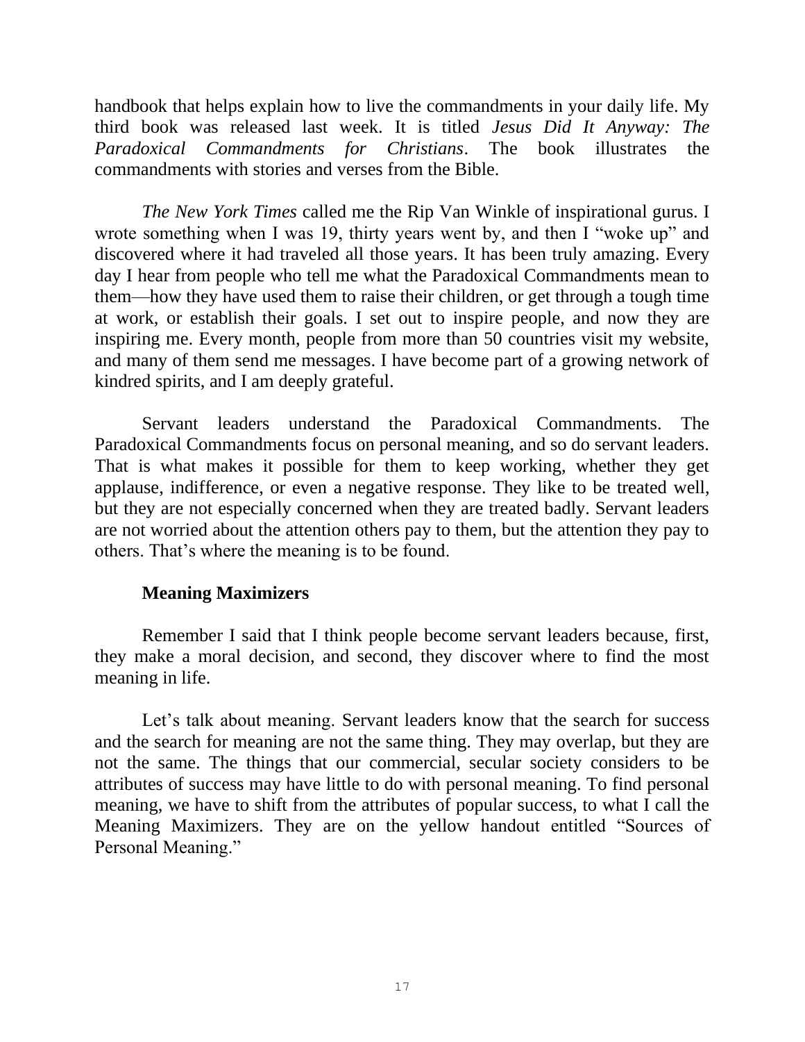handbook that helps explain how to live the commandments in your daily life. My third book was released last week. It is titled *Jesus Did It Anyway: The Paradoxical Commandments for Christians*. The book illustrates the commandments with stories and verses from the Bible.

*The New York Times* called me the Rip Van Winkle of inspirational gurus. I wrote something when I was 19, thirty years went by, and then I "woke up" and discovered where it had traveled all those years. It has been truly amazing. Every day I hear from people who tell me what the Paradoxical Commandments mean to them—how they have used them to raise their children, or get through a tough time at work, or establish their goals. I set out to inspire people, and now they are inspiring me. Every month, people from more than 50 countries visit my website, and many of them send me messages. I have become part of a growing network of kindred spirits, and I am deeply grateful.

Servant leaders understand the Paradoxical Commandments. The Paradoxical Commandments focus on personal meaning, and so do servant leaders. That is what makes it possible for them to keep working, whether they get applause, indifference, or even a negative response. They like to be treated well, but they are not especially concerned when they are treated badly. Servant leaders are not worried about the attention others pay to them, but the attention they pay to others. That's where the meaning is to be found.

**Meaning Maximizers**

Remember I said that I think people become servant leaders because, first, they make a moral decision, and second, they discover where to find the most meaning in life.

Let's talk about meaning. Servant leaders know that the search for success and the search for meaning are not the same thing. They may overlap, but they are not the same. The things that our commercial, secular society considers to be attributes of success may have little to do with personal meaning. To find personal meaning, we have to shift from the attributes of popular success, to what I call the Meaning Maximizers. They are on the yellow handout entitled "Sources of Personal Meaning."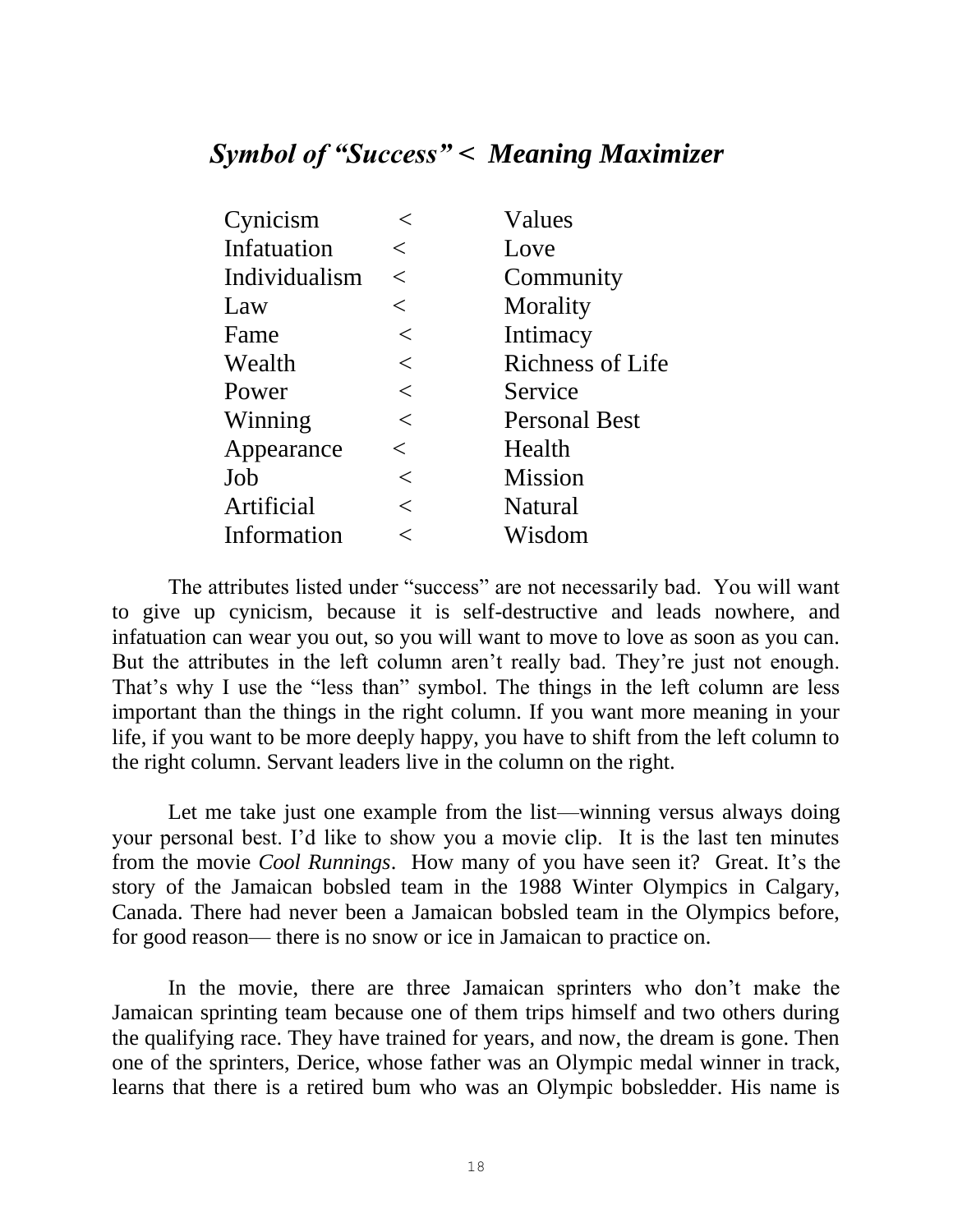## *Symbol of "Success" < Meaning Maximizer*

| | | |
|---|---|---|
| Cynicism | < | Values |
| Infatuation | < | Love |
| Individualism | < | Community |
| Law | < | Morality |
| Fame | < | Intimacy |
| Wealth | < | Richness of Life |
| Power | < | Service |
| Winning | < | Personal Best |
| Appearance | < | Health |
| Job | < | Mission |
| Artificial | < | Natural |
| Information | < | Wisdom |

The attributes listed under "success" are not necessarily bad. You will want to give up cynicism, because it is self-destructive and leads nowhere, and infatuation can wear you out, so you will want to move to love as soon as you can. But the attributes in the left column aren't really bad. They're just not enough. That's why I use the "less than" symbol. The things in the left column are less important than the things in the right column. If you want more meaning in your life, if you want to be more deeply happy, you have to shift from the left column to the right column. Servant leaders live in the column on the right.

Let me take just one example from the list—winning versus always doing your personal best. I'd like to show you a movie clip. It is the last ten minutes from the movie *Cool Runnings*. How many of you have seen it? Great. It's the story of the Jamaican bobsled team in the 1988 Winter Olympics in Calgary, Canada. There had never been a Jamaican bobsled team in the Olympics before, for good reason— there is no snow or ice in Jamaican to practice on.

In the movie, there are three Jamaican sprinters who don't make the Jamaican sprinting team because one of them trips himself and two others during the qualifying race. They have trained for years, and now, the dream is gone. Then one of the sprinters, Derice, whose father was an Olympic medal winner in track, learns that there is a retired bum who was an Olympic bobsledder. His name is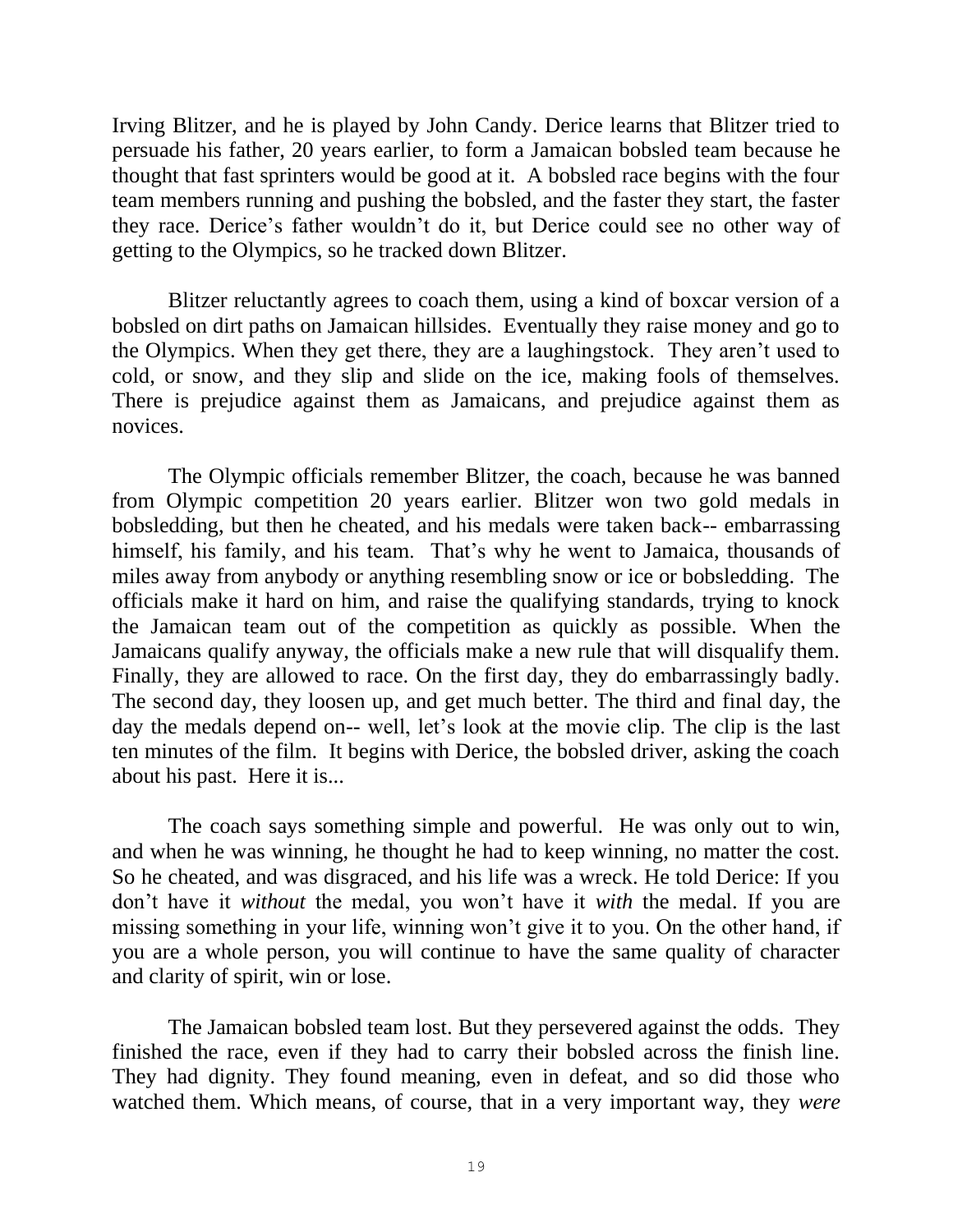Irving Blitzer, and he is played by John Candy. Derice learns that Blitzer tried to persuade his father, 20 years earlier, to form a Jamaican bobsled team because he thought that fast sprinters would be good at it. A bobsled race begins with the four team members running and pushing the bobsled, and the faster they start, the faster they race. Derice's father wouldn't do it, but Derice could see no other way of getting to the Olympics, so he tracked down Blitzer.

Blitzer reluctantly agrees to coach them, using a kind of boxcar version of a bobsled on dirt paths on Jamaican hillsides. Eventually they raise money and go to the Olympics. When they get there, they are a laughingstock. They aren't used to cold, or snow, and they slip and slide on the ice, making fools of themselves. There is prejudice against them as Jamaicans, and prejudice against them as novices.

The Olympic officials remember Blitzer, the coach, because he was banned from Olympic competition 20 years earlier. Blitzer won two gold medals in bobsledding, but then he cheated, and his medals were taken back-- embarrassing himself, his family, and his team. That's why he went to Jamaica, thousands of miles away from anybody or anything resembling snow or ice or bobsledding. The officials make it hard on him, and raise the qualifying standards, trying to knock the Jamaican team out of the competition as quickly as possible. When the Jamaicans qualify anyway, the officials make a new rule that will disqualify them. Finally, they are allowed to race. On the first day, they do embarrassingly badly. The second day, they loosen up, and get much better. The third and final day, the day the medals depend on-- well, let's look at the movie clip. The clip is the last ten minutes of the film. It begins with Derice, the bobsled driver, asking the coach about his past. Here it is...

The coach says something simple and powerful. He was only out to win, and when he was winning, he thought he had to keep winning, no matter the cost. So he cheated, and was disgraced, and his life was a wreck. He told Derice: If you don't have it *without* the medal, you won't have it *with* the medal. If you are missing something in your life, winning won't give it to you. On the other hand, if you are a whole person, you will continue to have the same quality of character and clarity of spirit, win or lose.

The Jamaican bobsled team lost. But they persevered against the odds. They finished the race, even if they had to carry their bobsled across the finish line. They had dignity. They found meaning, even in defeat, and so did those who watched them. Which means, of course, that in a very important way, they *were*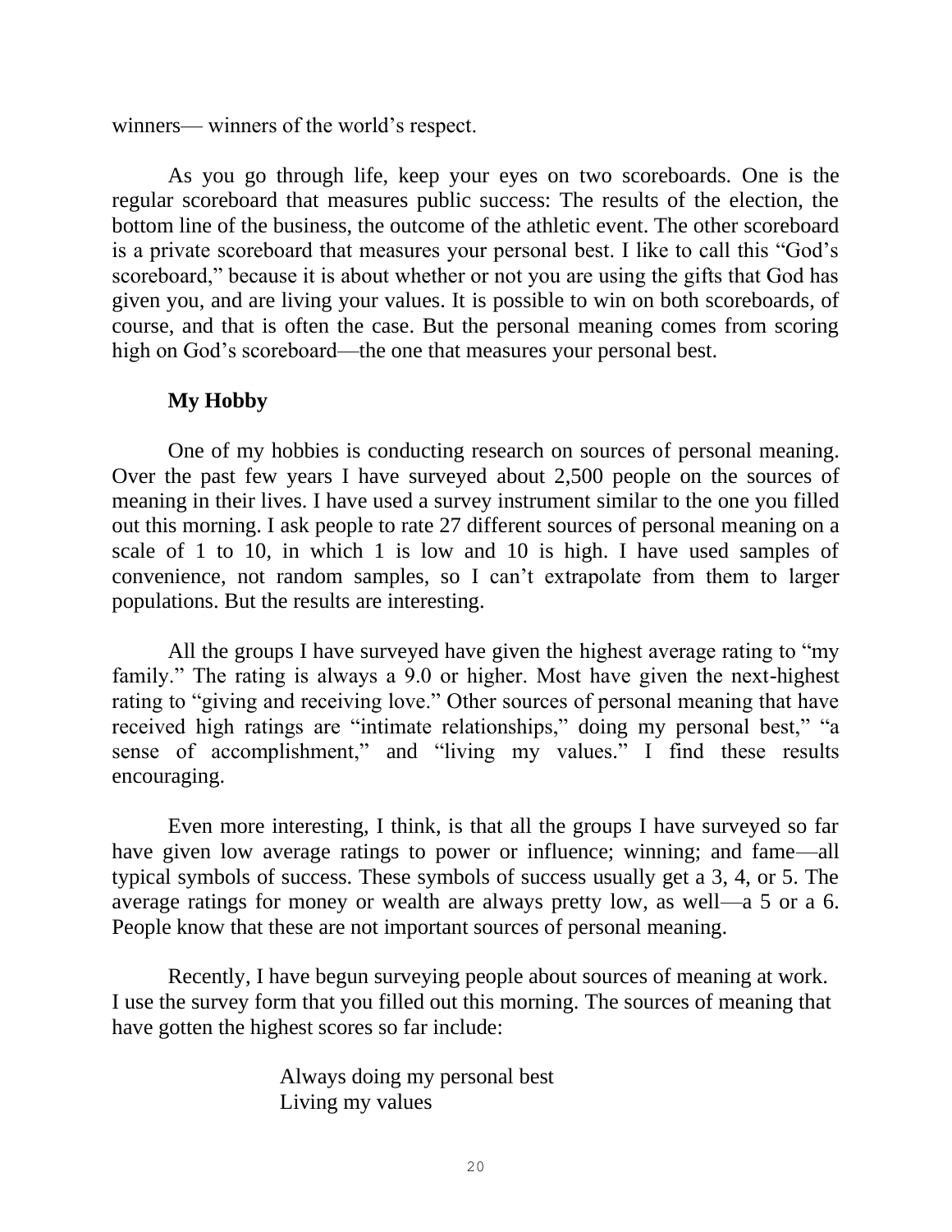winners— winners of the world's respect.

As you go through life, keep your eyes on two scoreboards. One is the regular scoreboard that measures public success: The results of the election, the bottom line of the business, the outcome of the athletic event. The other scoreboard is a private scoreboard that measures your personal best. I like to call this "God's scoreboard," because it is about whether or not you are using the gifts that God has given you, and are living your values. It is possible to win on both scoreboards, of course, and that is often the case. But the personal meaning comes from scoring high on God's scoreboard—the one that measures your personal best.

**My Hobby**

One of my hobbies is conducting research on sources of personal meaning. Over the past few years I have surveyed about 2,500 people on the sources of meaning in their lives. I have used a survey instrument similar to the one you filled out this morning. I ask people to rate 27 different sources of personal meaning on a scale of 1 to 10, in which 1 is low and 10 is high. I have used samples of convenience, not random samples, so I can't extrapolate from them to larger populations. But the results are interesting.

All the groups I have surveyed have given the highest average rating to "my family." The rating is always a 9.0 or higher. Most have given the next-highest rating to "giving and receiving love." Other sources of personal meaning that have received high ratings are "intimate relationships," doing my personal best," "a sense of accomplishment," and "living my values." I find these results encouraging.

Even more interesting, I think, is that all the groups I have surveyed so far have given low average ratings to power or influence; winning; and fame—all typical symbols of success. These symbols of success usually get a 3, 4, or 5. The average ratings for money or wealth are always pretty low, as well—a 5 or a 6. People know that these are not important sources of personal meaning.

Recently, I have begun surveying people about sources of meaning at work. I use the survey form that you filled out this morning. The sources of meaning that have gotten the highest scores so far include:

Always doing my personal best
Living my values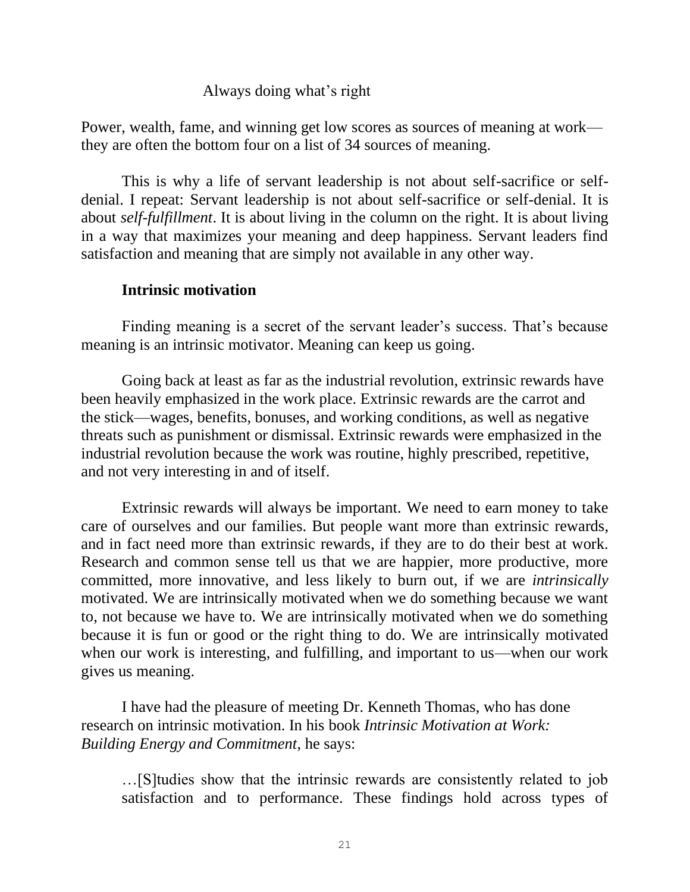Always doing what's right

Power, wealth, fame, and winning get low scores as sources of meaning at work—they are often the bottom four on a list of 34 sources of meaning.

This is why a life of servant leadership is not about self-sacrifice or self-denial. I repeat: Servant leadership is not about self-sacrifice or self-denial. It is about *self-fulfillment*. It is about living in the column on the right. It is about living in a way that maximizes your meaning and deep happiness. Servant leaders find satisfaction and meaning that are simply not available in any other way.

### Intrinsic motivation

Finding meaning is a secret of the servant leader's success. That's because meaning is an intrinsic motivator. Meaning can keep us going.

Going back at least as far as the industrial revolution, extrinsic rewards have been heavily emphasized in the work place. Extrinsic rewards are the carrot and the stick—wages, benefits, bonuses, and working conditions, as well as negative threats such as punishment or dismissal. Extrinsic rewards were emphasized in the industrial revolution because the work was routine, highly prescribed, repetitive, and not very interesting in and of itself.

Extrinsic rewards will always be important. We need to earn money to take care of ourselves and our families. But people want more than extrinsic rewards, and in fact need more than extrinsic rewards, if they are to do their best at work. Research and common sense tell us that we are happier, more productive, more committed, more innovative, and less likely to burn out, if we are *intrinsically* motivated. We are intrinsically motivated when we do something because we want to, not because we have to. We are intrinsically motivated when we do something because it is fun or good or the right thing to do. We are intrinsically motivated when our work is interesting, and fulfilling, and important to us—when our work gives us meaning.

I have had the pleasure of meeting Dr. Kenneth Thomas, who has done research on intrinsic motivation. In his book *Intrinsic Motivation at Work: Building Energy and Commitment*, he says:

> …[S]tudies show that the intrinsic rewards are consistently related to job satisfaction and to performance. These findings hold across types of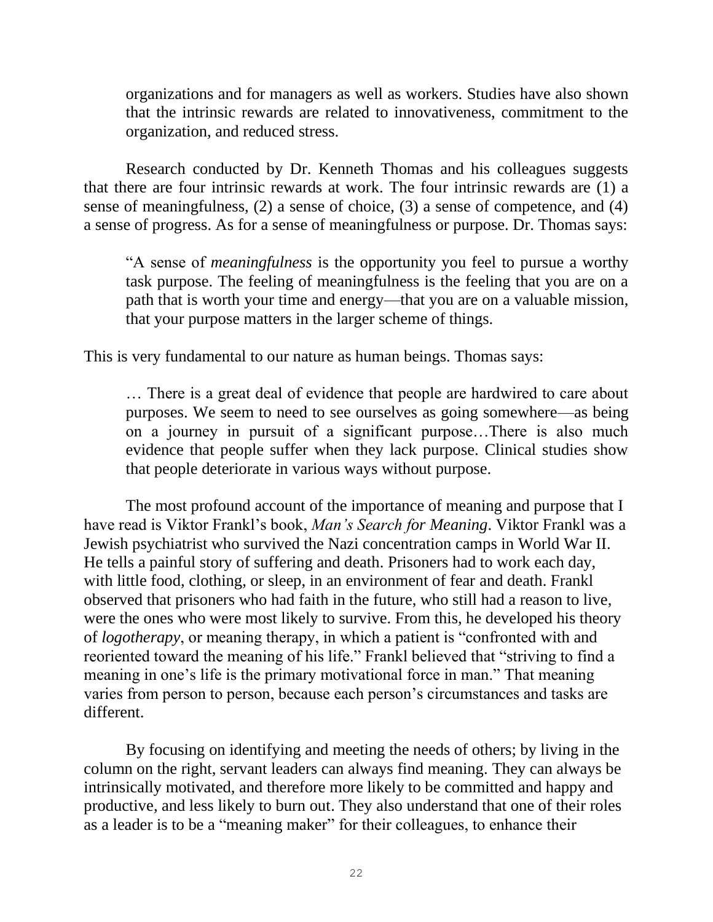organizations and for managers as well as workers. Studies have also shown that the intrinsic rewards are related to innovativeness, commitment to the organization, and reduced stress.

Research conducted by Dr. Kenneth Thomas and his colleagues suggests that there are four intrinsic rewards at work. The four intrinsic rewards are (1) a sense of meaningfulness, (2) a sense of choice, (3) a sense of competence, and (4) a sense of progress. As for a sense of meaningfulness or purpose. Dr. Thomas says:

> "A sense of *meaningfulness* is the opportunity you feel to pursue a worthy task purpose. The feeling of meaningfulness is the feeling that you are on a path that is worth your time and energy—that you are on a valuable mission, that your purpose matters in the larger scheme of things.

This is very fundamental to our nature as human beings. Thomas says:

> … There is a great deal of evidence that people are hardwired to care about purposes. We seem to need to see ourselves as going somewhere—as being on a journey in pursuit of a significant purpose…There is also much evidence that people suffer when they lack purpose. Clinical studies show that people deteriorate in various ways without purpose.

The most profound account of the importance of meaning and purpose that I have read is Viktor Frankl's book, *Man's Search for Meaning*. Viktor Frankl was a Jewish psychiatrist who survived the Nazi concentration camps in World War II. He tells a painful story of suffering and death. Prisoners had to work each day, with little food, clothing, or sleep, in an environment of fear and death. Frankl observed that prisoners who had faith in the future, who still had a reason to live, were the ones who were most likely to survive. From this, he developed his theory of *logotherapy*, or meaning therapy, in which a patient is "confronted with and reoriented toward the meaning of his life." Frankl believed that "striving to find a meaning in one's life is the primary motivational force in man." That meaning varies from person to person, because each person's circumstances and tasks are different.

By focusing on identifying and meeting the needs of others; by living in the column on the right, servant leaders can always find meaning. They can always be intrinsically motivated, and therefore more likely to be committed and happy and productive, and less likely to burn out. They also understand that one of their roles as a leader is to be a "meaning maker" for their colleagues, to enhance their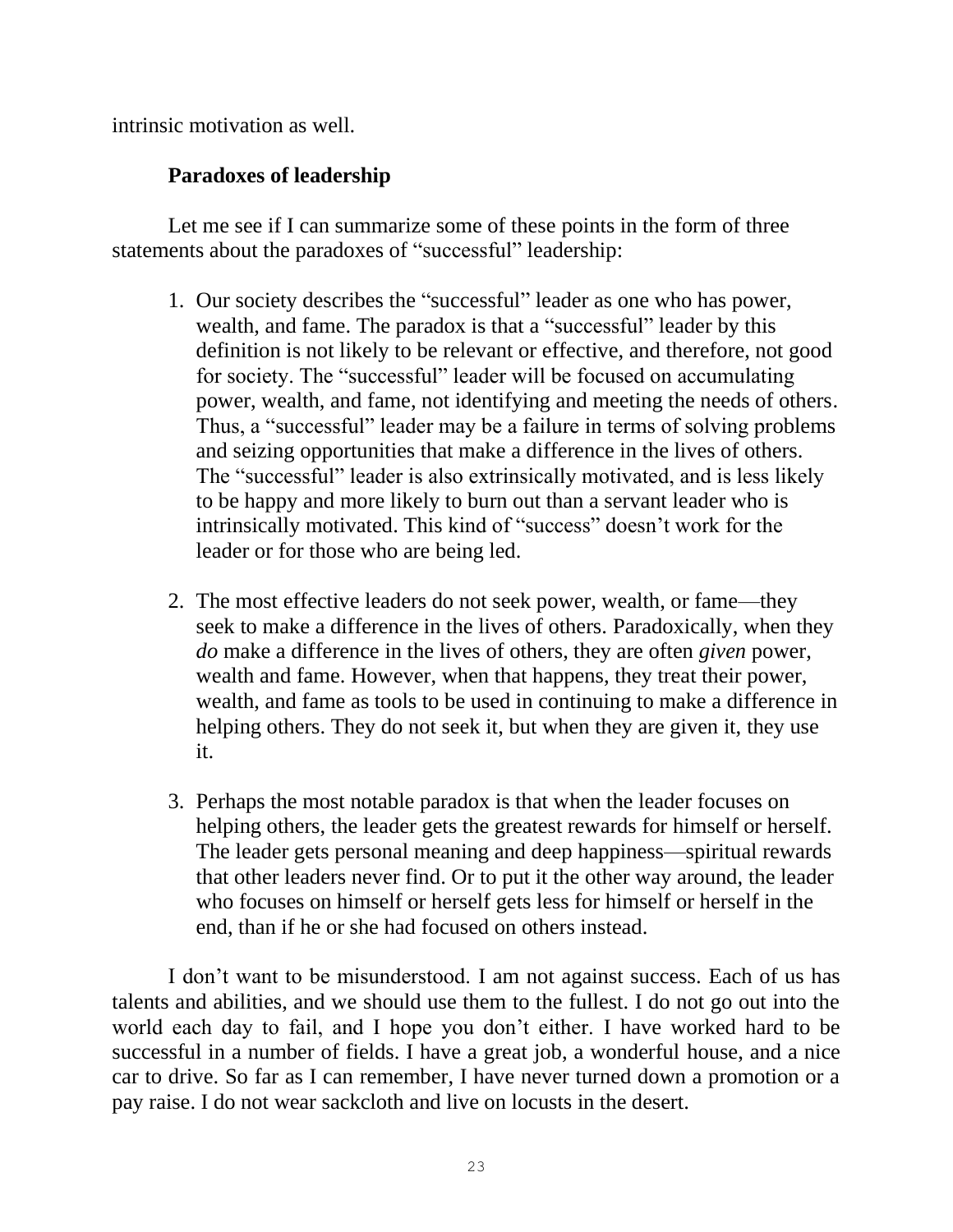intrinsic motivation as well.

**Paradoxes of leadership**

Let me see if I can summarize some of these points in the form of three statements about the paradoxes of "successful" leadership:

1. Our society describes the "successful" leader as one who has power, wealth, and fame. The paradox is that a "successful" leader by this definition is not likely to be relevant or effective, and therefore, not good for society. The "successful" leader will be focused on accumulating power, wealth, and fame, not identifying and meeting the needs of others. Thus, a "successful" leader may be a failure in terms of solving problems and seizing opportunities that make a difference in the lives of others. The "successful" leader is also extrinsically motivated, and is less likely to be happy and more likely to burn out than a servant leader who is intrinsically motivated. This kind of "success" doesn't work for the leader or for those who are being led.

2. The most effective leaders do not seek power, wealth, or fame—they seek to make a difference in the lives of others. Paradoxically, when they *do* make a difference in the lives of others, they are often *given* power, wealth and fame. However, when that happens, they treat their power, wealth, and fame as tools to be used in continuing to make a difference in helping others. They do not seek it, but when they are given it, they use it.

3. Perhaps the most notable paradox is that when the leader focuses on helping others, the leader gets the greatest rewards for himself or herself. The leader gets personal meaning and deep happiness—spiritual rewards that other leaders never find. Or to put it the other way around, the leader who focuses on himself or herself gets less for himself or herself in the end, than if he or she had focused on others instead.

I don't want to be misunderstood. I am not against success. Each of us has talents and abilities, and we should use them to the fullest. I do not go out into the world each day to fail, and I hope you don't either. I have worked hard to be successful in a number of fields. I have a great job, a wonderful house, and a nice car to drive. So far as I can remember, I have never turned down a promotion or a pay raise. I do not wear sackcloth and live on locusts in the desert.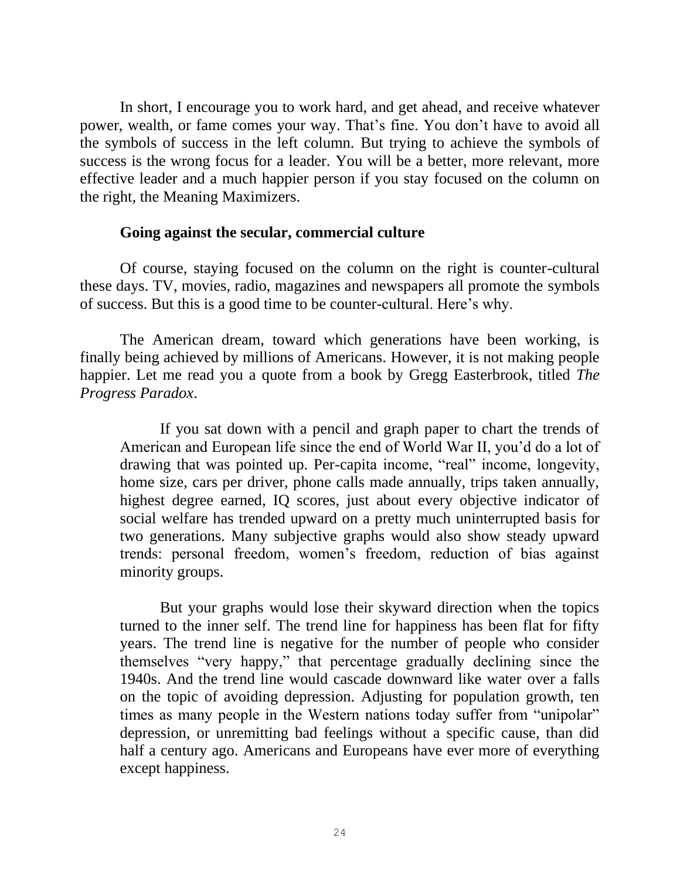In short, I encourage you to work hard, and get ahead, and receive whatever power, wealth, or fame comes your way. That's fine. You don't have to avoid all the symbols of success in the left column. But trying to achieve the symbols of success is the wrong focus for a leader. You will be a better, more relevant, more effective leader and a much happier person if you stay focused on the column on the right, the Meaning Maximizers.

**Going against the secular, commercial culture**

Of course, staying focused on the column on the right is counter-cultural these days. TV, movies, radio, magazines and newspapers all promote the symbols of success. But this is a good time to be counter-cultural. Here's why.

The American dream, toward which generations have been working, is finally being achieved by millions of Americans. However, it is not making people happier. Let me read you a quote from a book by Gregg Easterbrook, titled *The Progress Paradox*.

> If you sat down with a pencil and graph paper to chart the trends of American and European life since the end of World War II, you'd do a lot of drawing that was pointed up. Per-capita income, "real" income, longevity, home size, cars per driver, phone calls made annually, trips taken annually, highest degree earned, IQ scores, just about every objective indicator of social welfare has trended upward on a pretty much uninterrupted basis for two generations. Many subjective graphs would also show steady upward trends: personal freedom, women's freedom, reduction of bias against minority groups.
>
> But your graphs would lose their skyward direction when the topics turned to the inner self. The trend line for happiness has been flat for fifty years. The trend line is negative for the number of people who consider themselves "very happy," that percentage gradually declining since the 1940s. And the trend line would cascade downward like water over a falls on the topic of avoiding depression. Adjusting for population growth, ten times as many people in the Western nations today suffer from "unipolar" depression, or unremitting bad feelings without a specific cause, than did half a century ago. Americans and Europeans have ever more of everything except happiness.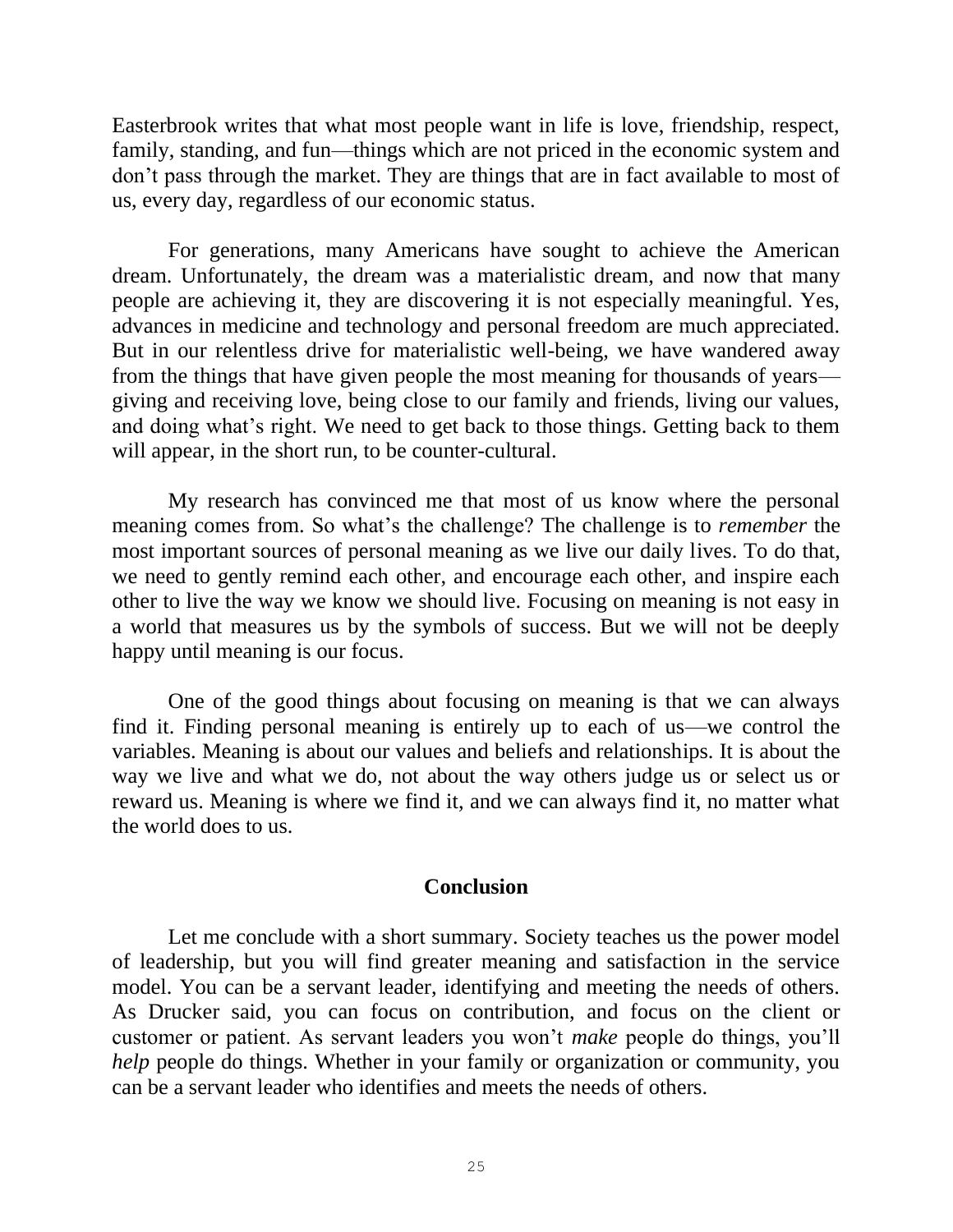Easterbrook writes that what most people want in life is love, friendship, respect, family, standing, and fun—things which are not priced in the economic system and don't pass through the market. They are things that are in fact available to most of us, every day, regardless of our economic status.

For generations, many Americans have sought to achieve the American dream. Unfortunately, the dream was a materialistic dream, and now that many people are achieving it, they are discovering it is not especially meaningful. Yes, advances in medicine and technology and personal freedom are much appreciated. But in our relentless drive for materialistic well-being, we have wandered away from the things that have given people the most meaning for thousands of years—giving and receiving love, being close to our family and friends, living our values, and doing what's right. We need to get back to those things. Getting back to them will appear, in the short run, to be counter-cultural.

My research has convinced me that most of us know where the personal meaning comes from. So what's the challenge? The challenge is to *remember* the most important sources of personal meaning as we live our daily lives. To do that, we need to gently remind each other, and encourage each other, and inspire each other to live the way we know we should live. Focusing on meaning is not easy in a world that measures us by the symbols of success. But we will not be deeply happy until meaning is our focus.

One of the good things about focusing on meaning is that we can always find it. Finding personal meaning is entirely up to each of us—we control the variables. Meaning is about our values and beliefs and relationships. It is about the way we live and what we do, not about the way others judge us or select us or reward us. Meaning is where we find it, and we can always find it, no matter what the world does to us.

## Conclusion

Let me conclude with a short summary. Society teaches us the power model of leadership, but you will find greater meaning and satisfaction in the service model. You can be a servant leader, identifying and meeting the needs of others. As Drucker said, you can focus on contribution, and focus on the client or customer or patient. As servant leaders you won't *make* people do things, you'll *help* people do things. Whether in your family or organization or community, you can be a servant leader who identifies and meets the needs of others.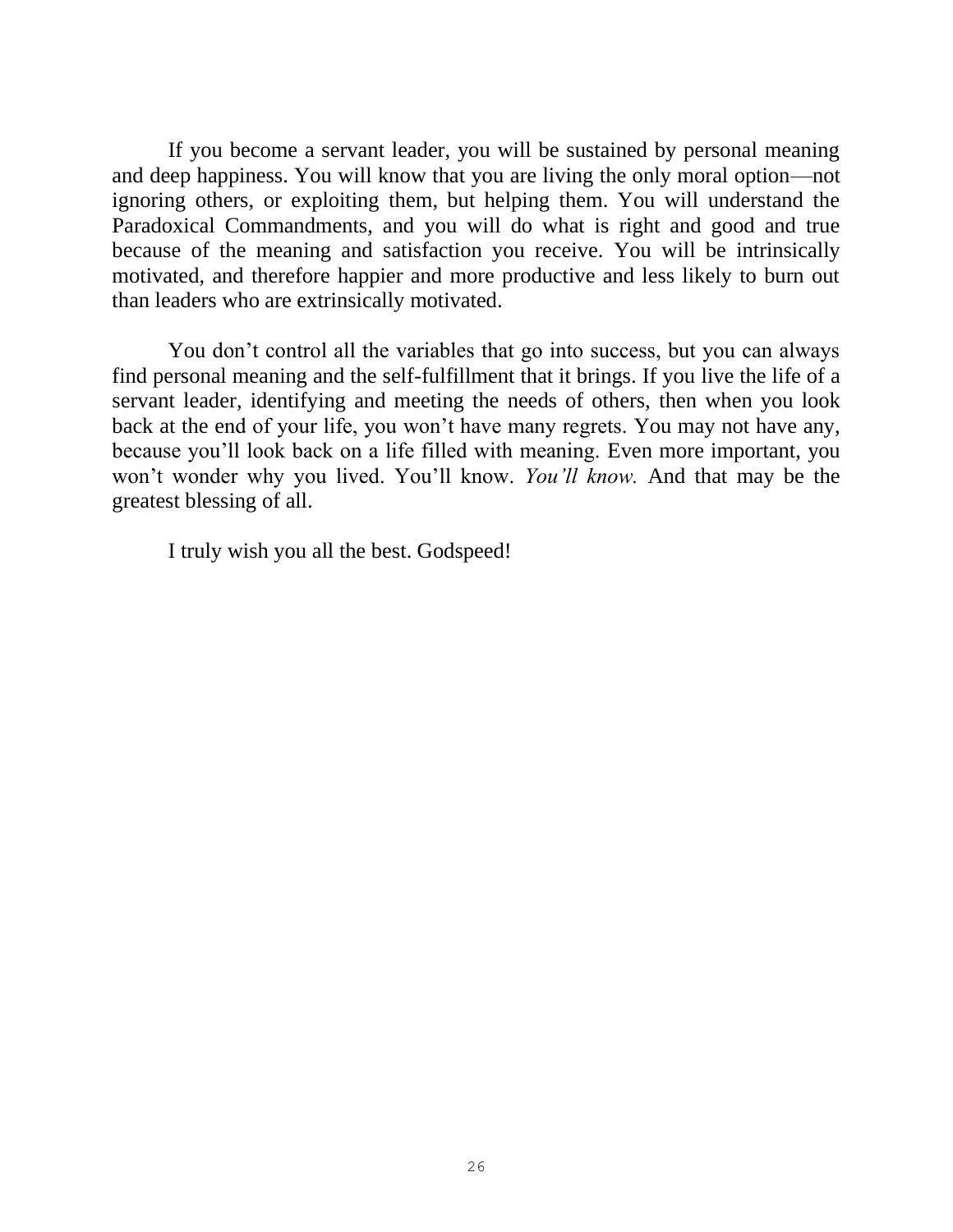If you become a servant leader, you will be sustained by personal meaning and deep happiness. You will know that you are living the only moral option—not ignoring others, or exploiting them, but helping them. You will understand the Paradoxical Commandments, and you will do what is right and good and true because of the meaning and satisfaction you receive. You will be intrinsically motivated, and therefore happier and more productive and less likely to burn out than leaders who are extrinsically motivated.

You don't control all the variables that go into success, but you can always find personal meaning and the self-fulfillment that it brings. If you live the life of a servant leader, identifying and meeting the needs of others, then when you look back at the end of your life, you won't have many regrets. You may not have any, because you'll look back on a life filled with meaning. Even more important, you won't wonder why you lived. You'll know. *You'll know.* And that may be the greatest blessing of all.

I truly wish you all the best. Godspeed!